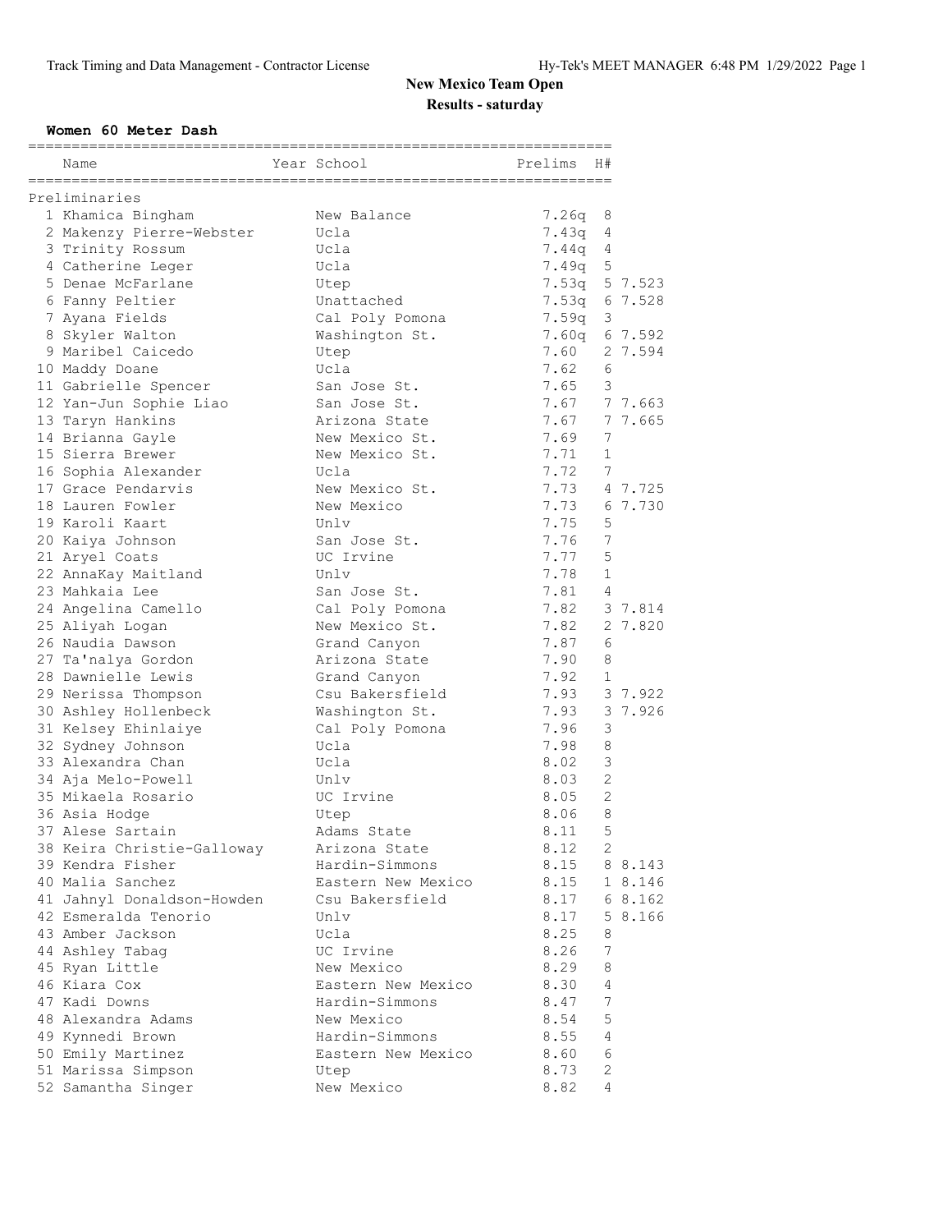# New Mexico Team Open

## Results - saturday

### Women 60 Meter Dash

| | Name | Year | School | Prelims | H# | |
|---|---|---|---|---|---|---|
| **Preliminaries** | | | | | | |
| 1 | Khamica Bingham | | New Balance | 7.26q | 8 | |
| 2 | Makenzy Pierre-Webster | | Ucla | 7.43q | 4 | |
| 3 | Trinity Rossum | | Ucla | 7.44q | 4 | |
| 4 | Catherine Leger | | Ucla | 7.49q | 5 | |
| 5 | Denae McFarlane | | Utep | 7.53q | 5 | 7.523 |
| 6 | Fanny Peltier | | Unattached | 7.53q | 6 | 7.528 |
| 7 | Ayana Fields | | Cal Poly Pomona | 7.59q | 3 | |
| 8 | Skyler Walton | | Washington St. | 7.60q | 6 | 7.592 |
| 9 | Maribel Caicedo | | Utep | 7.60 | 2 | 7.594 |
| 10 | Maddy Doane | | Ucla | 7.62 | 6 | |
| 11 | Gabrielle Spencer | | San Jose St. | 7.65 | 3 | |
| 12 | Yan-Jun Sophie Liao | | San Jose St. | 7.67 | 7 | 7.663 |
| 13 | Taryn Hankins | | Arizona State | 7.67 | 7 | 7.665 |
| 14 | Brianna Gayle | | New Mexico St. | 7.69 | 7 | |
| 15 | Sierra Brewer | | New Mexico St. | 7.71 | 1 | |
| 16 | Sophia Alexander | | Ucla | 7.72 | 7 | |
| 17 | Grace Pendarvis | | New Mexico St. | 7.73 | 4 | 7.725 |
| 18 | Lauren Fowler | | New Mexico | 7.73 | 6 | 7.730 |
| 19 | Karoli Kaart | | Unlv | 7.75 | 5 | |
| 20 | Kaiya Johnson | | San Jose St. | 7.76 | 7 | |
| 21 | Aryel Coats | | UC Irvine | 7.77 | 5 | |
| 22 | AnnaKay Maitland | | Unlv | 7.78 | 1 | |
| 23 | Mahkaia Lee | | San Jose St. | 7.81 | 4 | |
| 24 | Angelina Camello | | Cal Poly Pomona | 7.82 | 3 | 7.814 |
| 25 | Aliyah Logan | | New Mexico St. | 7.82 | 2 | 7.820 |
| 26 | Naudia Dawson | | Grand Canyon | 7.87 | 6 | |
| 27 | Ta'nalya Gordon | | Arizona State | 7.90 | 8 | |
| 28 | Dawnielle Lewis | | Grand Canyon | 7.92 | 1 | |
| 29 | Nerissa Thompson | | Csu Bakersfield | 7.93 | 3 | 7.922 |
| 30 | Ashley Hollenbeck | | Washington St. | 7.93 | 3 | 7.926 |
| 31 | Kelsey Ehinlaiye | | Cal Poly Pomona | 7.96 | 3 | |
| 32 | Sydney Johnson | | Ucla | 7.98 | 8 | |
| 33 | Alexandra Chan | | Ucla | 8.02 | 3 | |
| 34 | Aja Melo-Powell | | Unlv | 8.03 | 2 | |
| 35 | Mikaela Rosario | | UC Irvine | 8.05 | 2 | |
| 36 | Asia Hodge | | Utep | 8.06 | 8 | |
| 37 | Alese Sartain | | Adams State | 8.11 | 5 | |
| 38 | Keira Christie-Galloway | | Arizona State | 8.12 | 2 | |
| 39 | Kendra Fisher | | Hardin-Simmons | 8.15 | 8 | 8.143 |
| 40 | Malia Sanchez | | Eastern New Mexico | 8.15 | 1 | 8.146 |
| 41 | Jahnyl Donaldson-Howden | | Csu Bakersfield | 8.17 | 6 | 8.162 |
| 42 | Esmeralda Tenorio | | Unlv | 8.17 | 5 | 8.166 |
| 43 | Amber Jackson | | Ucla | 8.25 | 8 | |
| 44 | Ashley Tabag | | UC Irvine | 8.26 | 7 | |
| 45 | Ryan Little | | New Mexico | 8.29 | 8 | |
| 46 | Kiara Cox | | Eastern New Mexico | 8.30 | 4 | |
| 47 | Kadi Downs | | Hardin-Simmons | 8.47 | 7 | |
| 48 | Alexandra Adams | | New Mexico | 8.54 | 5 | |
| 49 | Kynnedi Brown | | Hardin-Simmons | 8.55 | 4 | |
| 50 | Emily Martinez | | Eastern New Mexico | 8.60 | 6 | |
| 51 | Marissa Simpson | | Utep | 8.73 | 2 | |
| 52 | Samantha Singer | | New Mexico | 8.82 | 4 | |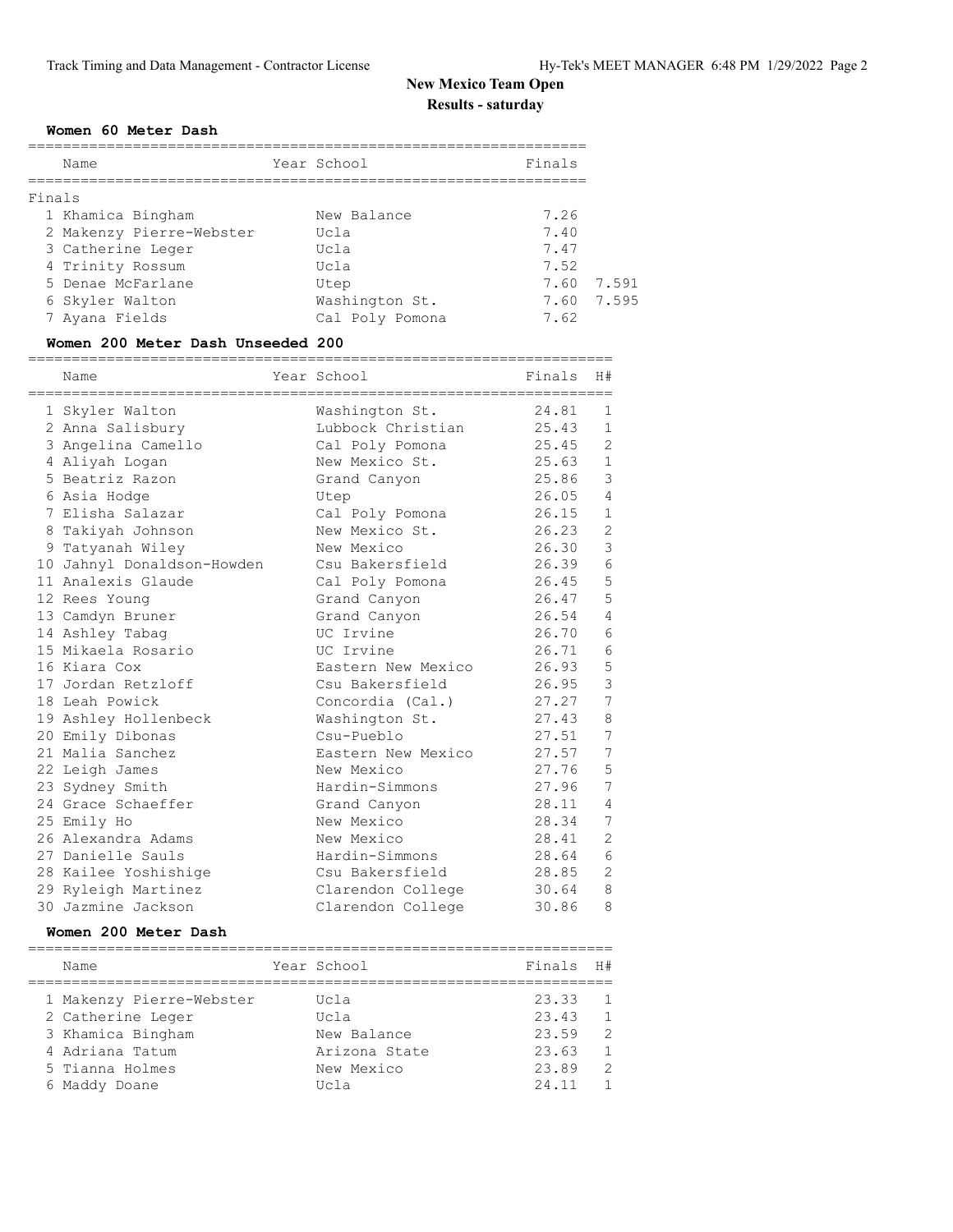# New Mexico Team Open

## Results - saturday

### Women 60 Meter Dash

Finals

| Place | Name | Year | School | Finals | |
|---|---|---|---|---|---|
| 1 | Khamica Bingham | | New Balance | 7.26 | |
| 2 | Makenzy Pierre-Webster | | Ucla | 7.40 | |
| 3 | Catherine Leger | | Ucla | 7.47 | |
| 4 | Trinity Rossum | | Ucla | 7.52 | |
| 5 | Denae McFarlane | | Utep | 7.60 | 7.591 |
| 6 | Skyler Walton | | Washington St. | 7.60 | 7.595 |
| 7 | Ayana Fields | | Cal Poly Pomona | 7.62 | |

### Women 200 Meter Dash Unseeded 200

| Place | Name | Year | School | Finals | H# |
|---|---|---|---|---|---|
| 1 | Skyler Walton | | Washington St. | 24.81 | 1 |
| 2 | Anna Salisbury | | Lubbock Christian | 25.43 | 1 |
| 3 | Angelina Camello | | Cal Poly Pomona | 25.45 | 2 |
| 4 | Aliyah Logan | | New Mexico St. | 25.63 | 1 |
| 5 | Beatriz Razon | | Grand Canyon | 25.86 | 3 |
| 6 | Asia Hodge | | Utep | 26.05 | 4 |
| 7 | Elisha Salazar | | Cal Poly Pomona | 26.15 | 1 |
| 8 | Takiyah Johnson | | New Mexico St. | 26.23 | 2 |
| 9 | Tatyanah Wiley | | New Mexico | 26.30 | 3 |
| 10 | Jahnyl Donaldson-Howden | | Csu Bakersfield | 26.39 | 6 |
| 11 | Analexis Glaude | | Cal Poly Pomona | 26.45 | 5 |
| 12 | Rees Young | | Grand Canyon | 26.47 | 5 |
| 13 | Camdyn Bruner | | Grand Canyon | 26.54 | 4 |
| 14 | Ashley Tabag | | UC Irvine | 26.70 | 6 |
| 15 | Mikaela Rosario | | UC Irvine | 26.71 | 6 |
| 16 | Kiara Cox | | Eastern New Mexico | 26.93 | 5 |
| 17 | Jordan Retzloff | | Csu Bakersfield | 26.95 | 3 |
| 18 | Leah Powick | | Concordia (Cal.) | 27.27 | 7 |
| 19 | Ashley Hollenbeck | | Washington St. | 27.43 | 8 |
| 20 | Emily Dibonas | | Csu-Pueblo | 27.51 | 7 |
| 21 | Malia Sanchez | | Eastern New Mexico | 27.57 | 7 |
| 22 | Leigh James | | New Mexico | 27.76 | 5 |
| 23 | Sydney Smith | | Hardin-Simmons | 27.96 | 7 |
| 24 | Grace Schaeffer | | Grand Canyon | 28.11 | 4 |
| 25 | Emily Ho | | New Mexico | 28.34 | 7 |
| 26 | Alexandra Adams | | New Mexico | 28.41 | 2 |
| 27 | Danielle Sauls | | Hardin-Simmons | 28.64 | 6 |
| 28 | Kailee Yoshishige | | Csu Bakersfield | 28.85 | 2 |
| 29 | Ryleigh Martinez | | Clarendon College | 30.64 | 8 |
| 30 | Jazmine Jackson | | Clarendon College | 30.86 | 8 |

### Women 200 Meter Dash

| Place | Name | Year | School | Finals | H# |
|---|---|---|---|---|---|
| 1 | Makenzy Pierre-Webster | | Ucla | 23.33 | 1 |
| 2 | Catherine Leger | | Ucla | 23.43 | 1 |
| 3 | Khamica Bingham | | New Balance | 23.59 | 2 |
| 4 | Adriana Tatum | | Arizona State | 23.63 | 1 |
| 5 | Tianna Holmes | | New Mexico | 23.89 | 2 |
| 6 | Maddy Doane | | Ucla | 24.11 | 1 |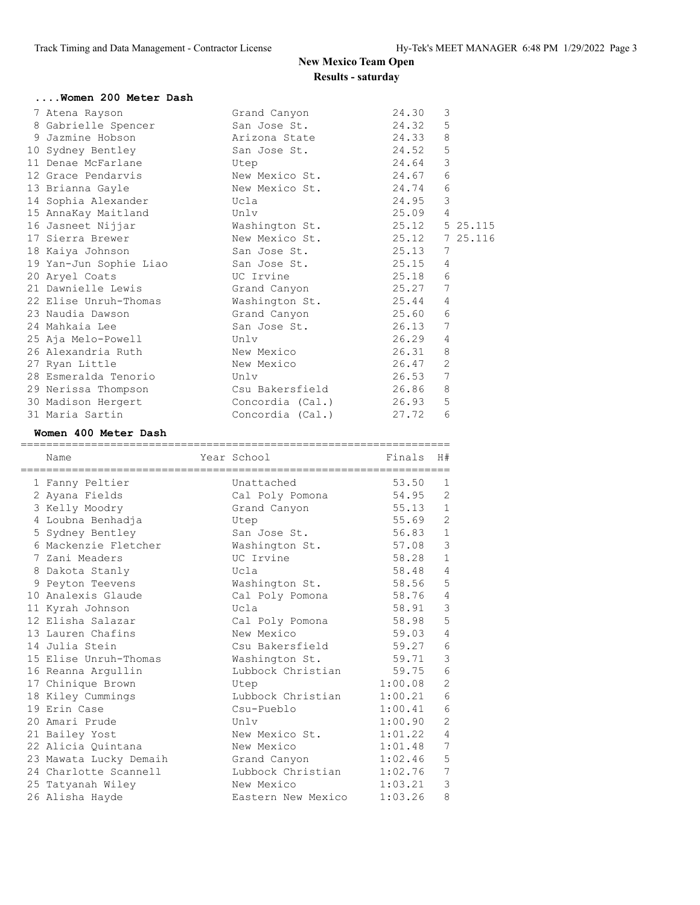## New Mexico Team Open

### Results - saturday

#### ....Women 200 Meter Dash

| Place | Name | School | Finals | H# | |
|---|---|---|---|---|---|
| 7 | Atena Rayson | Grand Canyon | 24.30 | 3 | |
| 8 | Gabrielle Spencer | San Jose St. | 24.32 | 5 | |
| 9 | Jazmine Hobson | Arizona State | 24.33 | 8 | |
| 10 | Sydney Bentley | San Jose St. | 24.52 | 5 | |
| 11 | Denae McFarlane | Utep | 24.64 | 3 | |
| 12 | Grace Pendarvis | New Mexico St. | 24.67 | 6 | |
| 13 | Brianna Gayle | New Mexico St. | 24.74 | 6 | |
| 14 | Sophia Alexander | Ucla | 24.95 | 3 | |
| 15 | AnnaKay Maitland | Unlv | 25.09 | 4 | |
| 16 | Jasneet Nijjar | Washington St. | 25.12 | 5 | 25.115 |
| 17 | Sierra Brewer | New Mexico St. | 25.12 | 7 | 25.116 |
| 18 | Kaiya Johnson | San Jose St. | 25.13 | 7 | |
| 19 | Yan-Jun Sophie Liao | San Jose St. | 25.15 | 4 | |
| 20 | Aryel Coats | UC Irvine | 25.18 | 6 | |
| 21 | Dawnielle Lewis | Grand Canyon | 25.27 | 7 | |
| 22 | Elise Unruh-Thomas | Washington St. | 25.44 | 4 | |
| 23 | Naudia Dawson | Grand Canyon | 25.60 | 6 | |
| 24 | Mahkaia Lee | San Jose St. | 26.13 | 7 | |
| 25 | Aja Melo-Powell | Unlv | 26.29 | 4 | |
| 26 | Alexandria Ruth | New Mexico | 26.31 | 8 | |
| 27 | Ryan Little | New Mexico | 26.47 | 2 | |
| 28 | Esmeralda Tenorio | Unlv | 26.53 | 7 | |
| 29 | Nerissa Thompson | Csu Bakersfield | 26.86 | 8 | |
| 30 | Madison Hergert | Concordia (Cal.) | 26.93 | 5 | |
| 31 | Maria Sartin | Concordia (Cal.) | 27.72 | 6 | |

#### Women 400 Meter Dash

| Place | Name | Year | School | Finals | H# |
|---|---|---|---|---|---|
| 1 | Fanny Peltier | | Unattached | 53.50 | 1 |
| 2 | Ayana Fields | | Cal Poly Pomona | 54.95 | 2 |
| 3 | Kelly Moodry | | Grand Canyon | 55.13 | 1 |
| 4 | Loubna Benhadja | | Utep | 55.69 | 2 |
| 5 | Sydney Bentley | | San Jose St. | 56.83 | 1 |
| 6 | Mackenzie Fletcher | | Washington St. | 57.08 | 3 |
| 7 | Zani Meaders | | UC Irvine | 58.28 | 1 |
| 8 | Dakota Stanly | | Ucla | 58.48 | 4 |
| 9 | Peyton Teevens | | Washington St. | 58.56 | 5 |
| 10 | Analexis Glaude | | Cal Poly Pomona | 58.76 | 4 |
| 11 | Kyrah Johnson | | Ucla | 58.91 | 3 |
| 12 | Elisha Salazar | | Cal Poly Pomona | 58.98 | 5 |
| 13 | Lauren Chafins | | New Mexico | 59.03 | 4 |
| 14 | Julia Stein | | Csu Bakersfield | 59.27 | 6 |
| 15 | Elise Unruh-Thomas | | Washington St. | 59.71 | 3 |
| 16 | Reanna Argullin | | Lubbock Christian | 59.75 | 6 |
| 17 | Chinique Brown | | Utep | 1:00.08 | 2 |
| 18 | Kiley Cummings | | Lubbock Christian | 1:00.21 | 6 |
| 19 | Erin Case | | Csu-Pueblo | 1:00.41 | 6 |
| 20 | Amari Prude | | Unlv | 1:00.90 | 2 |
| 21 | Bailey Yost | | New Mexico St. | 1:01.22 | 4 |
| 22 | Alicia Quintana | | New Mexico | 1:01.48 | 7 |
| 23 | Mawata Lucky Demaih | | Grand Canyon | 1:02.46 | 5 |
| 24 | Charlotte Scannell | | Lubbock Christian | 1:02.76 | 7 |
| 25 | Tatyanah Wiley | | New Mexico | 1:03.21 | 3 |
| 26 | Alisha Hayde | | Eastern New Mexico | 1:03.26 | 8 |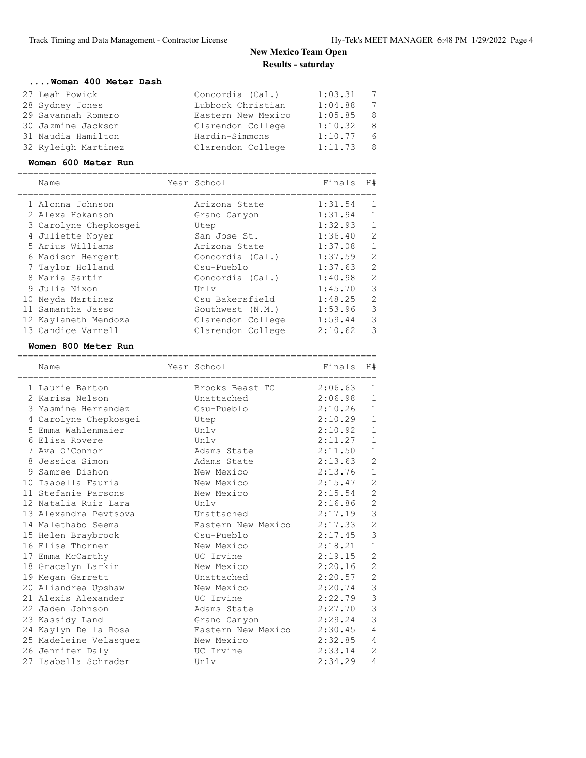# New Mexico Team Open

## Results - saturday

### ....Women 400 Meter Dash

| Name | Year | School | Finals | H# |
|---|---|---|---|---|
| 27 Leah Powick | | Concordia (Cal.) | 1:03.31 | 7 |
| 28 Sydney Jones | | Lubbock Christian | 1:04.88 | 7 |
| 29 Savannah Romero | | Eastern New Mexico | 1:05.85 | 8 |
| 30 Jazmine Jackson | | Clarendon College | 1:10.32 | 8 |
| 31 Naudia Hamilton | | Hardin-Simmons | 1:10.77 | 6 |
| 32 Ryleigh Martinez | | Clarendon College | 1:11.73 | 8 |

### Women 600 Meter Run

| Name | Year | School | Finals | H# |
|---|---|---|---|---|
| 1 Alonna Johnson | | Arizona State | 1:31.54 | 1 |
| 2 Alexa Hokanson | | Grand Canyon | 1:31.94 | 1 |
| 3 Carolyne Chepkosgei | | Utep | 1:32.93 | 1 |
| 4 Juliette Noyer | | San Jose St. | 1:36.40 | 2 |
| 5 Arius Williams | | Arizona State | 1:37.08 | 1 |
| 6 Madison Hergert | | Concordia (Cal.) | 1:37.59 | 2 |
| 7 Taylor Holland | | Csu-Pueblo | 1:37.63 | 2 |
| 8 Maria Sartin | | Concordia (Cal.) | 1:40.98 | 2 |
| 9 Julia Nixon | | Unlv | 1:45.70 | 3 |
| 10 Neyda Martinez | | Csu Bakersfield | 1:48.25 | 2 |
| 11 Samantha Jasso | | Southwest (N.M.) | 1:53.96 | 3 |
| 12 Kaylaneth Mendoza | | Clarendon College | 1:59.44 | 3 |
| 13 Candice Varnell | | Clarendon College | 2:10.62 | 3 |

### Women 800 Meter Run

| Name | Year | School | Finals | H# |
|---|---|---|---|---|
| 1 Laurie Barton | | Brooks Beast TC | 2:06.63 | 1 |
| 2 Karisa Nelson | | Unattached | 2:06.98 | 1 |
| 3 Yasmine Hernandez | | Csu-Pueblo | 2:10.26 | 1 |
| 4 Carolyne Chepkosgei | | Utep | 2:10.29 | 1 |
| 5 Emma Wahlenmaier | | Unlv | 2:10.92 | 1 |
| 6 Elisa Rovere | | Unlv | 2:11.27 | 1 |
| 7 Ava O'Connor | | Adams State | 2:11.50 | 1 |
| 8 Jessica Simon | | Adams State | 2:13.63 | 2 |
| 9 Samree Dishon | | New Mexico | 2:13.76 | 1 |
| 10 Isabella Fauria | | New Mexico | 2:15.47 | 2 |
| 11 Stefanie Parsons | | New Mexico | 2:15.54 | 2 |
| 12 Natalia Ruiz Lara | | Unlv | 2:16.86 | 2 |
| 13 Alexandra Pevtsova | | Unattached | 2:17.19 | 3 |
| 14 Malethabo Seema | | Eastern New Mexico | 2:17.33 | 2 |
| 15 Helen Braybrook | | Csu-Pueblo | 2:17.45 | 3 |
| 16 Elise Thorner | | New Mexico | 2:18.21 | 1 |
| 17 Emma McCarthy | | UC Irvine | 2:19.15 | 2 |
| 18 Gracelyn Larkin | | New Mexico | 2:20.16 | 2 |
| 19 Megan Garrett | | Unattached | 2:20.57 | 2 |
| 20 Aliandrea Upshaw | | New Mexico | 2:20.74 | 3 |
| 21 Alexis Alexander | | UC Irvine | 2:22.79 | 3 |
| 22 Jaden Johnson | | Adams State | 2:27.70 | 3 |
| 23 Kassidy Land | | Grand Canyon | 2:29.24 | 3 |
| 24 Kaylyn De la Rosa | | Eastern New Mexico | 2:30.45 | 4 |
| 25 Madeleine Velasquez | | New Mexico | 2:32.85 | 4 |
| 26 Jennifer Daly | | UC Irvine | 2:33.14 | 2 |
| 27 Isabella Schrader | | Unlv | 2:34.29 | 4 |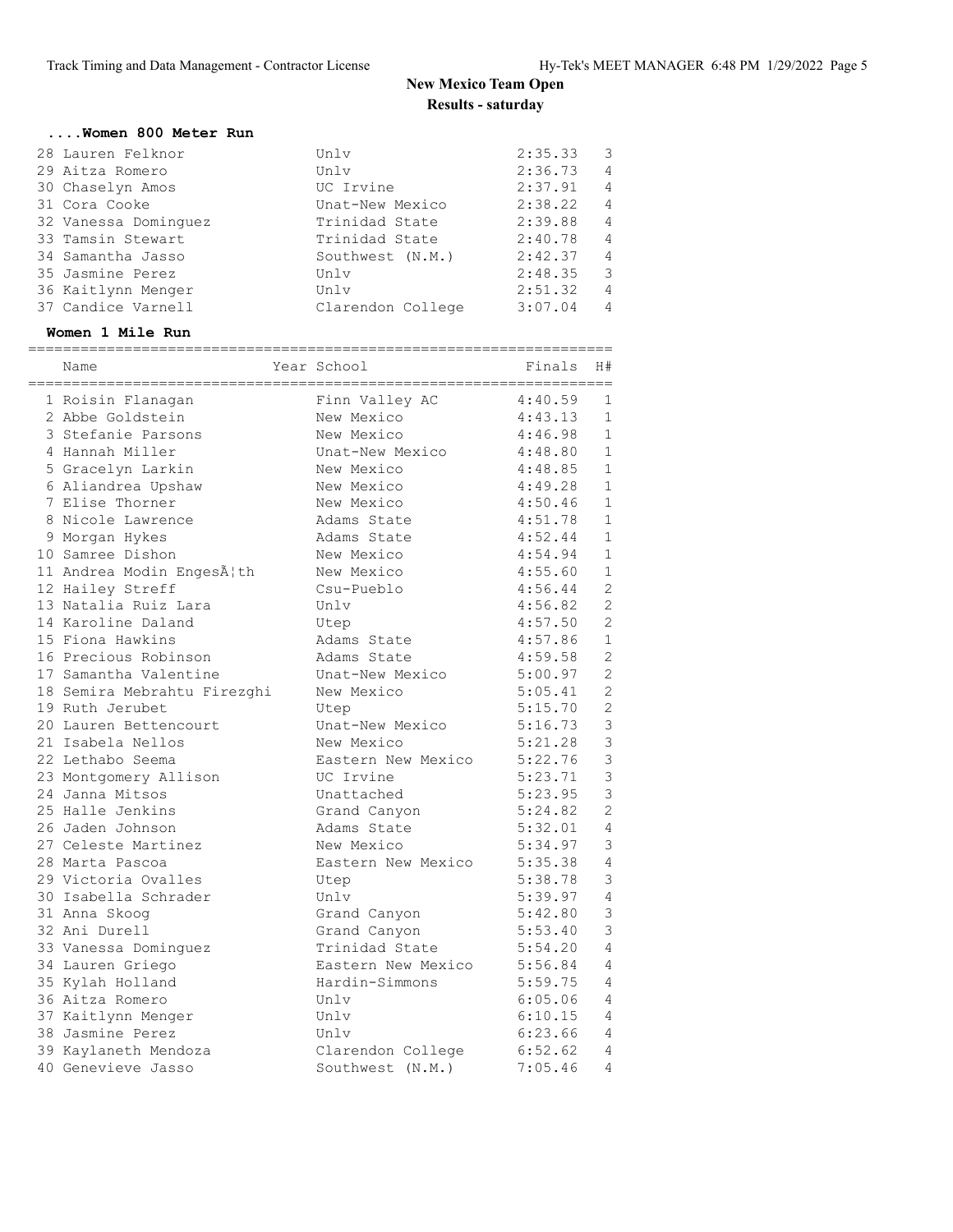# New Mexico Team Open

## Results - saturday

### ....Women 800 Meter Run

| Place | Name | School | Finals | H# |
|---|---|---|---|---|
| 28 | Lauren Felknor | Unlv | 2:35.33 | 3 |
| 29 | Aitza Romero | Unlv | 2:36.73 | 4 |
| 30 | Chaselyn Amos | UC Irvine | 2:37.91 | 4 |
| 31 | Cora Cooke | Unat-New Mexico | 2:38.22 | 4 |
| 32 | Vanessa Dominguez | Trinidad State | 2:39.88 | 4 |
| 33 | Tamsin Stewart | Trinidad State | 2:40.78 | 4 |
| 34 | Samantha Jasso | Southwest (N.M.) | 2:42.37 | 4 |
| 35 | Jasmine Perez | Unlv | 2:48.35 | 3 |
| 36 | Kaitlynn Menger | Unlv | 2:51.32 | 4 |
| 37 | Candice Varnell | Clarendon College | 3:07.04 | 4 |

### Women 1 Mile Run

| Place | Name | Year | School | Finals | H# |
|---|---|---|---|---|---|
| 1 | Roisin Flanagan | | Finn Valley AC | 4:40.59 | 1 |
| 2 | Abbe Goldstein | | New Mexico | 4:43.13 | 1 |
| 3 | Stefanie Parsons | | New Mexico | 4:46.98 | 1 |
| 4 | Hannah Miller | | Unat-New Mexico | 4:48.80 | 1 |
| 5 | Gracelyn Larkin | | New Mexico | 4:48.85 | 1 |
| 6 | Aliandrea Upshaw | | New Mexico | 4:49.28 | 1 |
| 7 | Elise Thorner | | New Mexico | 4:50.46 | 1 |
| 8 | Nicole Lawrence | | Adams State | 4:51.78 | 1 |
| 9 | Morgan Hykes | | Adams State | 4:52.44 | 1 |
| 10 | Samree Dishon | | New Mexico | 4:54.94 | 1 |
| 11 | Andrea Modin EngesÃ¦th | | New Mexico | 4:55.60 | 1 |
| 12 | Hailey Streff | | Csu-Pueblo | 4:56.44 | 2 |
| 13 | Natalia Ruiz Lara | | Unlv | 4:56.82 | 2 |
| 14 | Karoline Daland | | Utep | 4:57.50 | 2 |
| 15 | Fiona Hawkins | | Adams State | 4:57.86 | 1 |
| 16 | Precious Robinson | | Adams State | 4:59.58 | 2 |
| 17 | Samantha Valentine | | Unat-New Mexico | 5:00.97 | 2 |
| 18 | Semira Mebrahtu Firezghi | | New Mexico | 5:05.41 | 2 |
| 19 | Ruth Jerubet | | Utep | 5:15.70 | 2 |
| 20 | Lauren Bettencourt | | Unat-New Mexico | 5:16.73 | 3 |
| 21 | Isabela Nellos | | New Mexico | 5:21.28 | 3 |
| 22 | Lethabo Seema | | Eastern New Mexico | 5:22.76 | 3 |
| 23 | Montgomery Allison | | UC Irvine | 5:23.71 | 3 |
| 24 | Janna Mitsos | | Unattached | 5:23.95 | 3 |
| 25 | Halle Jenkins | | Grand Canyon | 5:24.82 | 2 |
| 26 | Jaden Johnson | | Adams State | 5:32.01 | 4 |
| 27 | Celeste Martinez | | New Mexico | 5:34.97 | 3 |
| 28 | Marta Pascoa | | Eastern New Mexico | 5:35.38 | 4 |
| 29 | Victoria Ovalles | | Utep | 5:38.78 | 3 |
| 30 | Isabella Schrader | | Unlv | 5:39.97 | 4 |
| 31 | Anna Skoog | | Grand Canyon | 5:42.80 | 3 |
| 32 | Ani Durell | | Grand Canyon | 5:53.40 | 3 |
| 33 | Vanessa Dominguez | | Trinidad State | 5:54.20 | 4 |
| 34 | Lauren Griego | | Eastern New Mexico | 5:56.84 | 4 |
| 35 | Kylah Holland | | Hardin-Simmons | 5:59.75 | 4 |
| 36 | Aitza Romero | | Unlv | 6:05.06 | 4 |
| 37 | Kaitlynn Menger | | Unlv | 6:10.15 | 4 |
| 38 | Jasmine Perez | | Unlv | 6:23.66 | 4 |
| 39 | Kaylaneth Mendoza | | Clarendon College | 6:52.62 | 4 |
| 40 | Genevieve Jasso | | Southwest (N.M.) | 7:05.46 | 4 |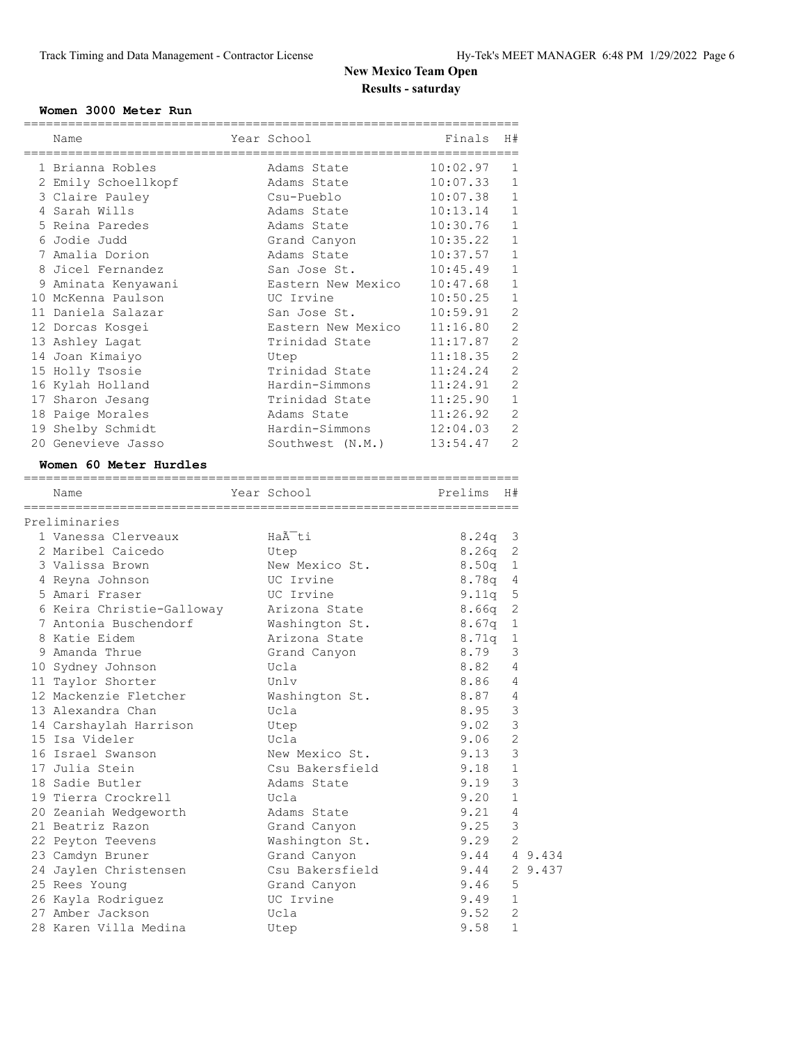# New Mexico Team Open

## Results - saturday

### Women 3000 Meter Run

| | Name | Year | School | Finals | H# |
|---|---|---|---|---|---|
| 1 | Brianna Robles | | Adams State | 10:02.97 | 1 |
| 2 | Emily Schoellkopf | | Adams State | 10:07.33 | 1 |
| 3 | Claire Pauley | | Csu-Pueblo | 10:07.38 | 1 |
| 4 | Sarah Wills | | Adams State | 10:13.14 | 1 |
| 5 | Reina Paredes | | Adams State | 10:30.76 | 1 |
| 6 | Jodie Judd | | Grand Canyon | 10:35.22 | 1 |
| 7 | Amalia Dorion | | Adams State | 10:37.57 | 1 |
| 8 | Jicel Fernandez | | San Jose St. | 10:45.49 | 1 |
| 9 | Aminata Kenyawani | | Eastern New Mexico | 10:47.68 | 1 |
| 10 | McKenna Paulson | | UC Irvine | 10:50.25 | 1 |
| 11 | Daniela Salazar | | San Jose St. | 10:59.91 | 2 |
| 12 | Dorcas Kosgei | | Eastern New Mexico | 11:16.80 | 2 |
| 13 | Ashley Lagat | | Trinidad State | 11:17.87 | 2 |
| 14 | Joan Kimaiyo | | Utep | 11:18.35 | 2 |
| 15 | Holly Tsosie | | Trinidad State | 11:24.24 | 2 |
| 16 | Kylah Holland | | Hardin-Simmons | 11:24.91 | 2 |
| 17 | Sharon Jesang | | Trinidad State | 11:25.90 | 1 |
| 18 | Paige Morales | | Adams State | 11:26.92 | 2 |
| 19 | Shelby Schmidt | | Hardin-Simmons | 12:04.03 | 2 |
| 20 | Genevieve Jasso | | Southwest (N.M.) | 13:54.47 | 2 |

### Women 60 Meter Hurdles

Preliminaries

| | Name | Year | School | Prelims | H# | |
|---|---|---|---|---|---|---|
| 1 | Vanessa Clerveaux | | HaÃ¯ti | 8.24q | 3 | |
| 2 | Maribel Caicedo | | Utep | 8.26q | 2 | |
| 3 | Valissa Brown | | New Mexico St. | 8.50q | 1 | |
| 4 | Reyna Johnson | | UC Irvine | 8.78q | 4 | |
| 5 | Amari Fraser | | UC Irvine | 9.11q | 5 | |
| 6 | Keira Christie-Galloway | | Arizona State | 8.66q | 2 | |
| 7 | Antonia Buschendorf | | Washington St. | 8.67q | 1 | |
| 8 | Katie Eidem | | Arizona State | 8.71q | 1 | |
| 9 | Amanda Thrue | | Grand Canyon | 8.79 | 3 | |
| 10 | Sydney Johnson | | Ucla | 8.82 | 4 | |
| 11 | Taylor Shorter | | Unlv | 8.86 | 4 | |
| 12 | Mackenzie Fletcher | | Washington St. | 8.87 | 4 | |
| 13 | Alexandra Chan | | Ucla | 8.95 | 3 | |
| 14 | Carshaylah Harrison | | Utep | 9.02 | 3 | |
| 15 | Isa Videler | | Ucla | 9.06 | 2 | |
| 16 | Israel Swanson | | New Mexico St. | 9.13 | 3 | |
| 17 | Julia Stein | | Csu Bakersfield | 9.18 | 1 | |
| 18 | Sadie Butler | | Adams State | 9.19 | 3 | |
| 19 | Tierra Crockrell | | Ucla | 9.20 | 1 | |
| 20 | Zeaniah Wedgeworth | | Adams State | 9.21 | 4 | |
| 21 | Beatriz Razon | | Grand Canyon | 9.25 | 3 | |
| 22 | Peyton Teevens | | Washington St. | 9.29 | 2 | |
| 23 | Camdyn Bruner | | Grand Canyon | 9.44 | 4 | 9.434 |
| 24 | Jaylen Christensen | | Csu Bakersfield | 9.44 | 2 | 9.437 |
| 25 | Rees Young | | Grand Canyon | 9.46 | 5 | |
| 26 | Kayla Rodriguez | | UC Irvine | 9.49 | 1 | |
| 27 | Amber Jackson | | Ucla | 9.52 | 2 | |
| 28 | Karen Villa Medina | | Utep | 9.58 | 1 | |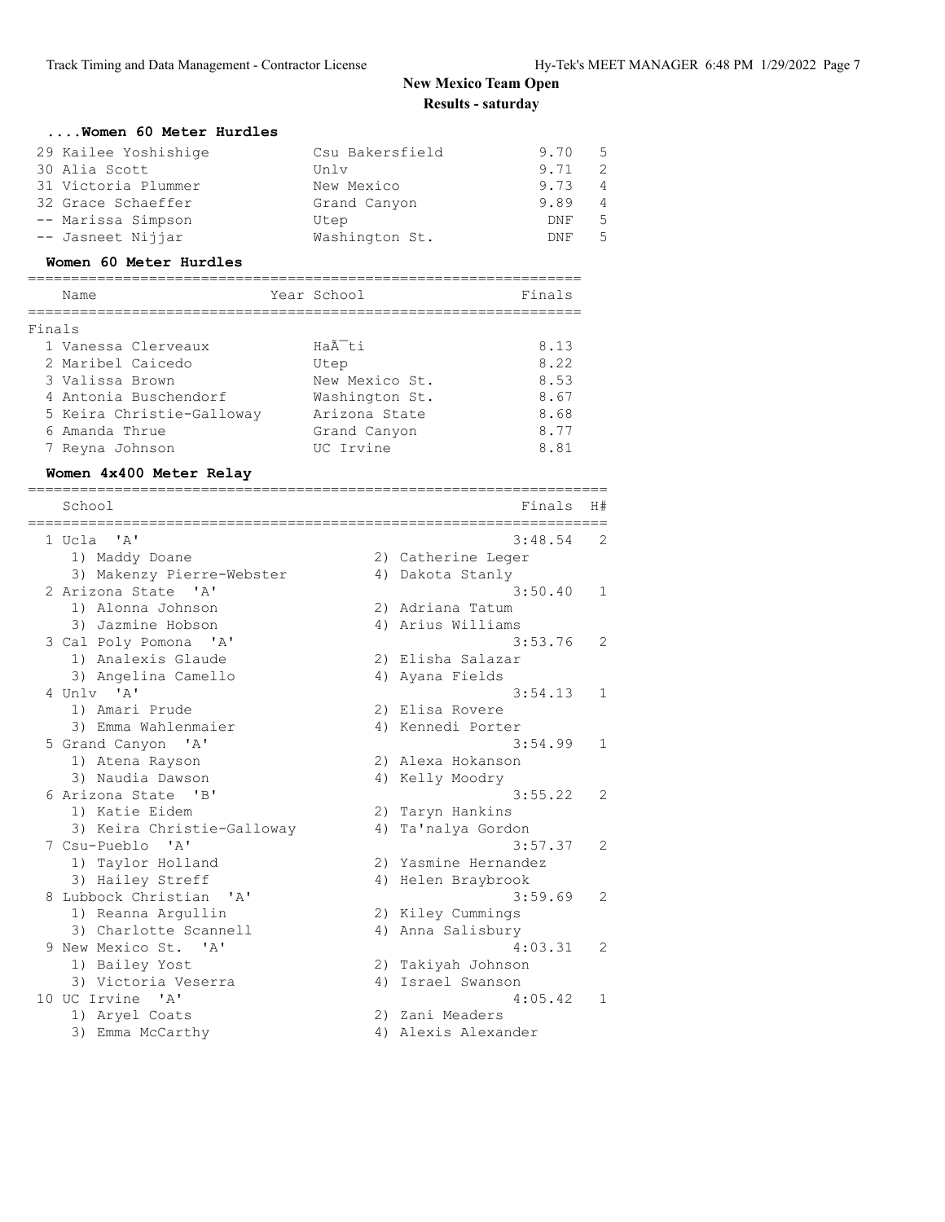## New Mexico Team Open

### Results - saturday

#### ....Women 60 Meter Hurdles

| Place | Name | School | Time | H# |
|---|---|---|---|---|
| 29 | Kailee Yoshishige | Csu Bakersfield | 9.70 | 5 |
| 30 | Alia Scott | Unlv | 9.71 | 2 |
| 31 | Victoria Plummer | New Mexico | 9.73 | 4 |
| 32 | Grace Schaeffer | Grand Canyon | 9.89 | 4 |
| -- | Marissa Simpson | Utep | DNF | 5 |
| -- | Jasneet Nijjar | Washington St. | DNF | 5 |

#### Women 60 Meter Hurdles

**Finals**

| Place | Name | Year | School | Finals |
|---|---|---|---|---|
| 1 | Vanessa Clerveaux | | HaÃ¯ti | 8.13 |
| 2 | Maribel Caicedo | | Utep | 8.22 |
| 3 | Valissa Brown | | New Mexico St. | 8.53 |
| 4 | Antonia Buschendorf | | Washington St. | 8.67 |
| 5 | Keira Christie-Galloway | | Arizona State | 8.68 |
| 6 | Amanda Thrue | | Grand Canyon | 8.77 |
| 7 | Reyna Johnson | | UC Irvine | 8.81 |

#### Women 4x400 Meter Relay

| Place | School | Finals | H# |
|---|---|---|---|
| 1 | Ucla 'A' | 3:48.54 | 2 |
| | 1) Maddy Doane, 2) Catherine Leger, 3) Makenzy Pierre-Webster, 4) Dakota Stanly | | |
| 2 | Arizona State 'A' | 3:50.40 | 1 |
| | 1) Alonna Johnson, 2) Adriana Tatum, 3) Jazmine Hobson, 4) Arius Williams | | |
| 3 | Cal Poly Pomona 'A' | 3:53.76 | 2 |
| | 1) Analexis Glaude, 2) Elisha Salazar, 3) Angelina Camello, 4) Ayana Fields | | |
| 4 | Unlv 'A' | 3:54.13 | 1 |
| | 1) Amari Prude, 2) Elisa Rovere, 3) Emma Wahlenmaier, 4) Kennedi Porter | | |
| 5 | Grand Canyon 'A' | 3:54.99 | 1 |
| | 1) Atena Rayson, 2) Alexa Hokanson, 3) Naudia Dawson, 4) Kelly Moodry | | |
| 6 | Arizona State 'B' | 3:55.22 | 2 |
| | 1) Katie Eidem, 2) Taryn Hankins, 3) Keira Christie-Galloway, 4) Ta'nalya Gordon | | |
| 7 | Csu-Pueblo 'A' | 3:57.37 | 2 |
| | 1) Taylor Holland, 2) Yasmine Hernandez, 3) Hailey Streff, 4) Helen Braybrook | | |
| 8 | Lubbock Christian 'A' | 3:59.69 | 2 |
| | 1) Reanna Argullin, 2) Kiley Cummings, 3) Charlotte Scannell, 4) Anna Salisbury | | |
| 9 | New Mexico St. 'A' | 4:03.31 | 2 |
| | 1) Bailey Yost, 2) Takiyah Johnson, 3) Victoria Veserra, 4) Israel Swanson | | |
| 10 | UC Irvine 'A' | 4:05.42 | 1 |
| | 1) Aryel Coats, 2) Zani Meaders, 3) Emma McCarthy, 4) Alexis Alexander | | |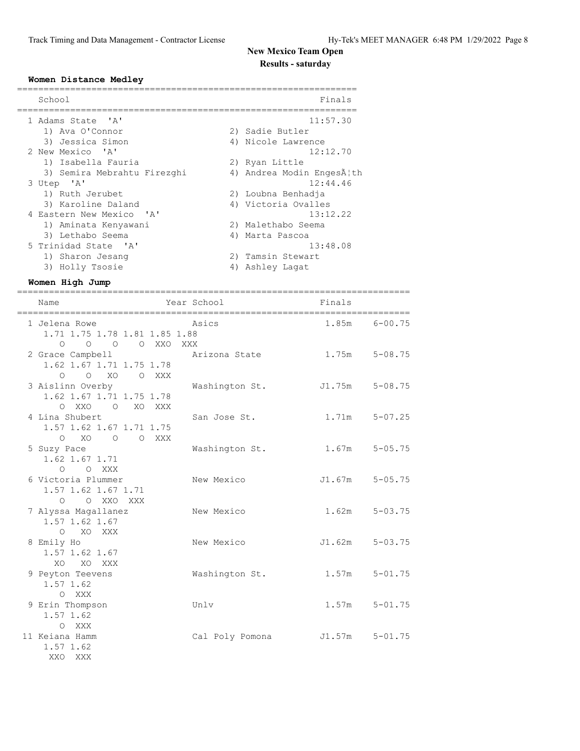# New Mexico Team Open

## Results - saturday

### Women Distance Medley

| | School | Finals |
|---|---|---|
| 1 | Adams State 'A' | 11:57.30 |
| | 1) Ava O'Connor 2) Sadie Butler 3) Jessica Simon 4) Nicole Lawrence | |
| 2 | New Mexico 'A' | 12:12.70 |
| | 1) Isabella Fauria 2) Ryan Little 3) Semira Mebrahtu Firezghi 4) Andrea Modin EngesÃ¦th | |
| 3 | Utep 'A' | 12:44.46 |
| | 1) Ruth Jerubet 2) Loubna Benhadja 3) Karoline Daland 4) Victoria Ovalles | |
| 4 | Eastern New Mexico 'A' | 13:12.22 |
| | 1) Aminata Kenyawani 2) Malethabo Seema 3) Lethabo Seema 4) Marta Pascoa | |
| 5 | Trinidad State 'A' | 13:48.08 |
| | 1) Sharon Jesang 2) Tamsin Stewart 3) Holly Tsosie 4) Ashley Lagat | |

### Women High Jump

| | Name | Year | School | Finals | |
|---|---|---|---|---|---|
| 1 | Jelena Rowe | | Asics | 1.85m | 6-00.75 |
| | 1.71 1.75 1.78 1.81 1.85 1.88 / O O O O XXO XXX | | | | |
| 2 | Grace Campbell | | Arizona State | 1.75m | 5-08.75 |
| | 1.62 1.67 1.71 1.75 1.78 / O O XO O XXX | | | | |
| 3 | Aislinn Overby | | Washington St. | J1.75m | 5-08.75 |
| | 1.62 1.67 1.71 1.75 1.78 / O XXO O XO XXX | | | | |
| 4 | Lina Shubert | | San Jose St. | 1.71m | 5-07.25 |
| | 1.57 1.62 1.67 1.71 1.75 / O XO O O XXX | | | | |
| 5 | Suzy Pace | | Washington St. | 1.67m | 5-05.75 |
| | 1.62 1.67 1.71 / O O XXX | | | | |
| 6 | Victoria Plummer | | New Mexico | J1.67m | 5-05.75 |
| | 1.57 1.62 1.67 1.71 / O O XXO XXX | | | | |
| 7 | Alyssa Magallanez | | New Mexico | 1.62m | 5-03.75 |
| | 1.57 1.62 1.67 / O XO XXX | | | | |
| 8 | Emily Ho | | New Mexico | J1.62m | 5-03.75 |
| | 1.57 1.62 1.67 / XO XO XXX | | | | |
| 9 | Peyton Teevens | | Washington St. | 1.57m | 5-01.75 |
| | 1.57 1.62 / O XXX | | | | |
| 9 | Erin Thompson | | Unlv | 1.57m | 5-01.75 |
| | 1.57 1.62 / O XXX | | | | |
| 11 | Keiana Hamm | | Cal Poly Pomona | J1.57m | 5-01.75 |
| | 1.57 1.62 / XXO XXX | | | | |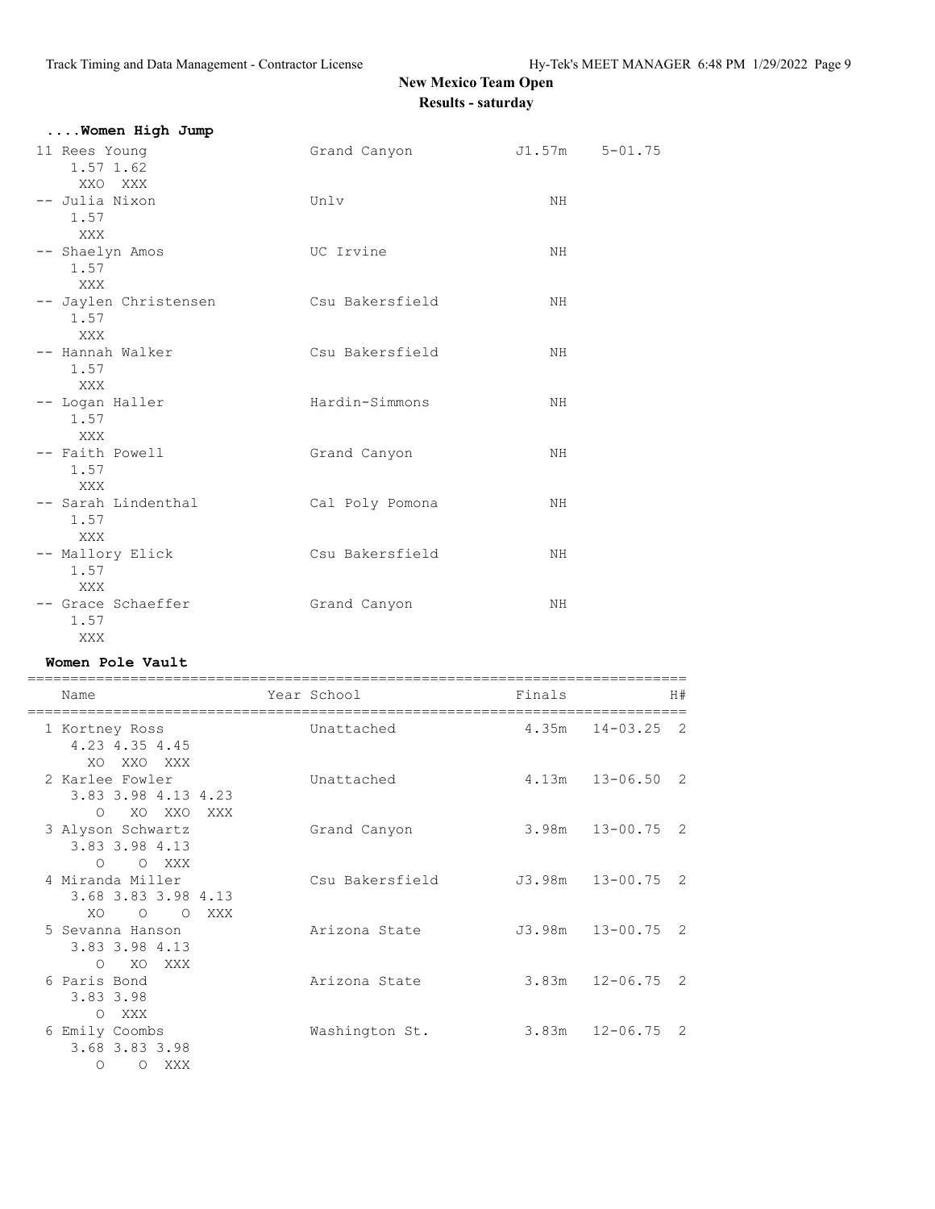## New Mexico Team Open

### Results - saturday

#### ....Women High Jump

| Place | Name | School | Finals | |
|---|---|---|---|---|
| 11 | Rees Young | Grand Canyon | J1.57m | 5-01.75 |
| | 1.57 1.62 | | | |
| | XXO XXX | | | |
| -- | Julia Nixon | Unlv | NH | |
| | 1.57 | | | |
| | XXX | | | |
| -- | Shaelyn Amos | UC Irvine | NH | |
| | 1.57 | | | |
| | XXX | | | |
| -- | Jaylen Christensen | Csu Bakersfield | NH | |
| | 1.57 | | | |
| | XXX | | | |
| -- | Hannah Walker | Csu Bakersfield | NH | |
| | 1.57 | | | |
| | XXX | | | |
| -- | Logan Haller | Hardin-Simmons | NH | |
| | 1.57 | | | |
| | XXX | | | |
| -- | Faith Powell | Grand Canyon | NH | |
| | 1.57 | | | |
| | XXX | | | |
| -- | Sarah Lindenthal | Cal Poly Pomona | NH | |
| | 1.57 | | | |
| | XXX | | | |
| -- | Mallory Elick | Csu Bakersfield | NH | |
| | 1.57 | | | |
| | XXX | | | |
| -- | Grace Schaeffer | Grand Canyon | NH | |
| | 1.57 | | | |
| | XXX | | | |

#### Women Pole Vault

| Place | Name | Year School | Finals | | H# |
|---|---|---|---|---|---|
| 1 | Kortney Ross | Unattached | 4.35m | 14-03.25 | 2 |
| | 4.23 4.35 4.45 | | | | |
| | XO XXO XXX | | | | |
| 2 | Karlee Fowler | Unattached | 4.13m | 13-06.50 | 2 |
| | 3.83 3.98 4.13 4.23 | | | | |
| | O XO XXO XXX | | | | |
| 3 | Alyson Schwartz | Grand Canyon | 3.98m | 13-00.75 | 2 |
| | 3.83 3.98 4.13 | | | | |
| | O O XXX | | | | |
| 4 | Miranda Miller | Csu Bakersfield | J3.98m | 13-00.75 | 2 |
| | 3.68 3.83 3.98 4.13 | | | | |
| | XO O O XXX | | | | |
| 5 | Sevanna Hanson | Arizona State | J3.98m | 13-00.75 | 2 |
| | 3.83 3.98 4.13 | | | | |
| | O XO XXX | | | | |
| 6 | Paris Bond | Arizona State | 3.83m | 12-06.75 | 2 |
| | 3.83 3.98 | | | | |
| | O XXX | | | | |
| 6 | Emily Coombs | Washington St. | 3.83m | 12-06.75 | 2 |
| | 3.68 3.83 3.98 | | | | |
| | O O XXX | | | | |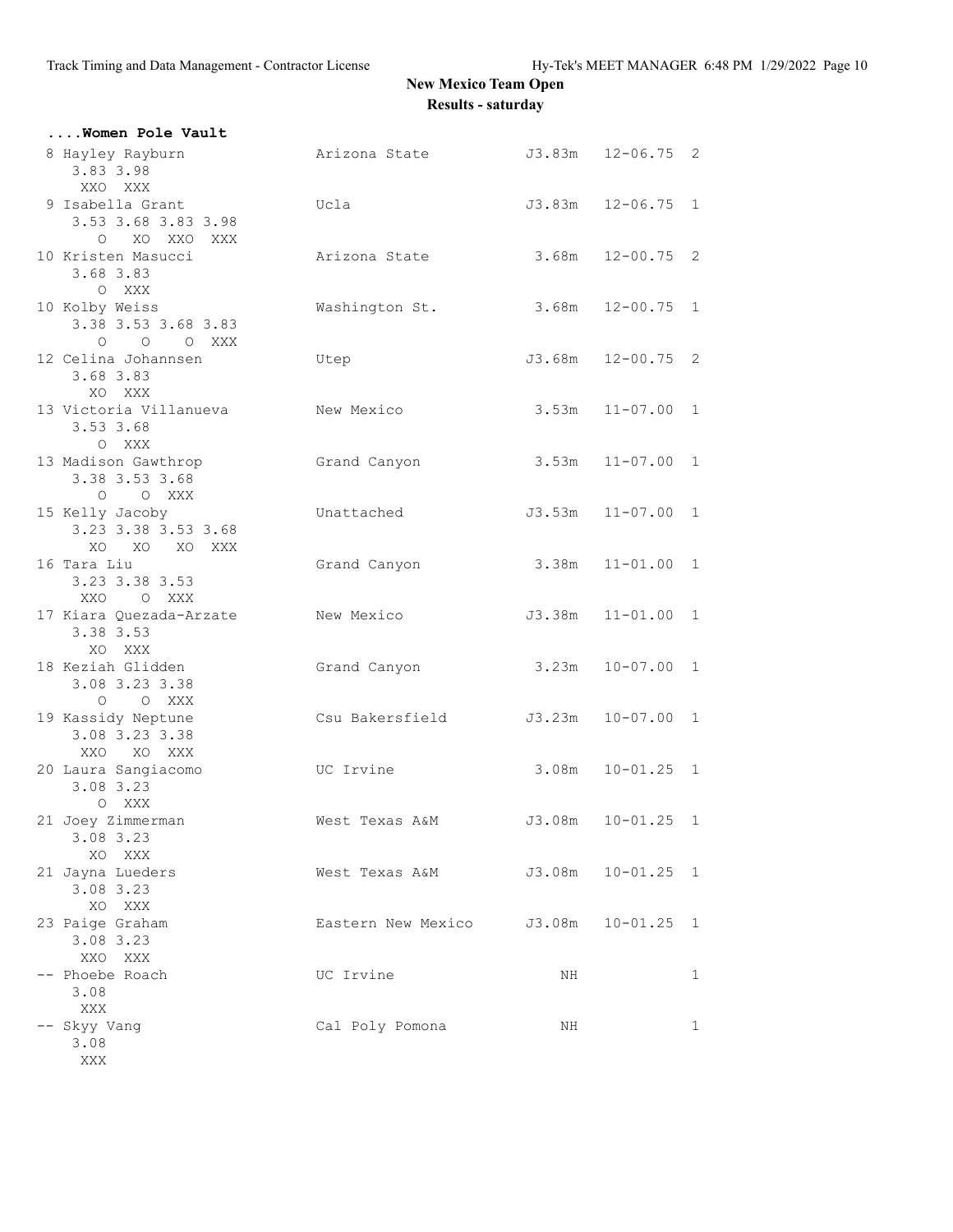# New Mexico Team Open

## Results - saturday

### ....Women Pole Vault

```
  8 Hayley Rayburn            Arizona State           J3.83m   12-06.75  2 
      3.83 3.98
       XXO  XXX
  9 Isabella Grant            Ucla                    J3.83m   12-06.75  1 
      3.53 3.68 3.83 3.98
         O   XO  XXO  XXX
 10 Kristen Masucci           Arizona State            3.68m   12-00.75  2 
      3.68 3.83
         O  XXX
 10 Kolby Weiss               Washington St.           3.68m   12-00.75  1 
      3.38 3.53 3.68 3.83
         O    O    O  XXX
 12 Celina Johannsen          Utep                    J3.68m   12-00.75  2 
      3.68 3.83
        XO  XXX
 13 Victoria Villanueva       New Mexico               3.53m   11-07.00  1 
      3.53 3.68
         O  XXX
 13 Madison Gawthrop          Grand Canyon             3.53m   11-07.00  1 
      3.38 3.53 3.68
         O    O  XXX
 15 Kelly Jacoby              Unattached              J3.53m   11-07.00  1 
      3.23 3.38 3.53 3.68
        XO   XO   XO  XXX
 16 Tara Liu                  Grand Canyon             3.38m   11-01.00  1 
      3.23 3.38 3.53
       XXO    O  XXX
 17 Kiara Quezada-Arzate      New Mexico              J3.38m   11-01.00  1 
      3.38 3.53
        XO  XXX
 18 Keziah Glidden            Grand Canyon             3.23m   10-07.00  1 
      3.08 3.23 3.38
         O    O  XXX
 19 Kassidy Neptune           Csu Bakersfield         J3.23m   10-07.00  1 
      3.08 3.23 3.38
       XXO   XO  XXX
 20 Laura Sangiacomo          UC Irvine                3.08m   10-01.25  1 
      3.08 3.23
         O  XXX
 21 Joey Zimmerman            West Texas A&M          J3.08m   10-01.25  1 
      3.08 3.23
        XO  XXX
 21 Jayna Lueders             West Texas A&M          J3.08m   10-01.25  1 
      3.08 3.23
        XO  XXX
 23 Paige Graham              Eastern New Mexico      J3.08m   10-01.25  1 
      3.08 3.23
       XXO  XXX
 -- Phoebe Roach              UC Irvine                   NH             1 
      3.08
       XXX
 -- Skyy Vang                 Cal Poly Pomona             NH             1 
      3.08
       XXX
```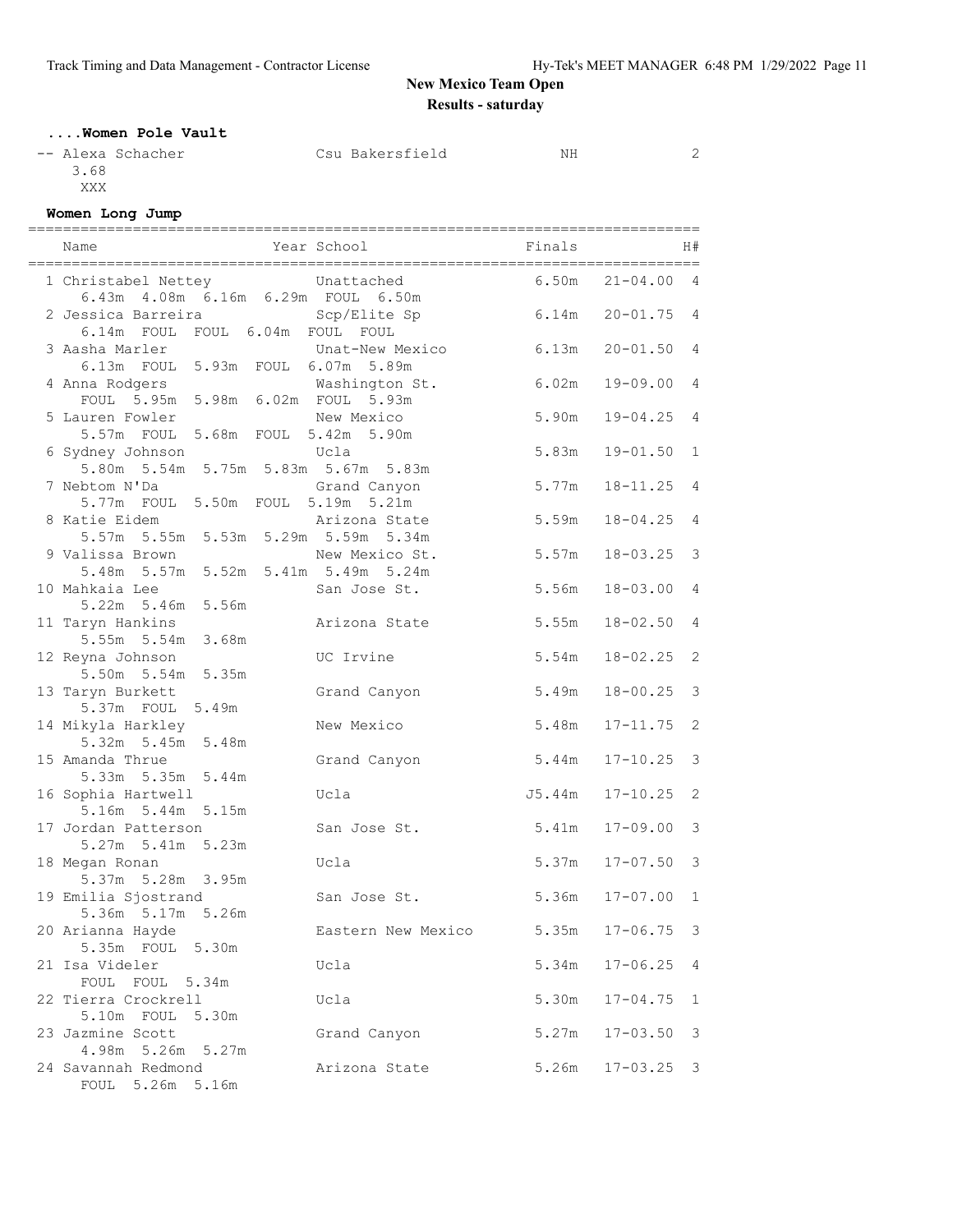## New Mexico Team Open

### Results - saturday

#### ....Women Pole Vault

| Place | Name | School | Finals | H# |
|---|---|---|---|---|
| -- | Alexa Schacher | Csu Bakersfield | NH | 2 |
| | 3.68 | | | |
| | XXX | | | |

#### Women Long Jump

| Place | Name | Year | School | Finals | | H# |
|---|---|---|---|---|---|---|
| 1 | Christabel Nettey | | Unattached | 6.50m | 21-04.00 | 4 |
| | 6.43m 4.08m 6.16m 6.29m FOUL 6.50m | | | | | |
| 2 | Jessica Barreira | | Scp/Elite Sp | 6.14m | 20-01.75 | 4 |
| | 6.14m FOUL FOUL 6.04m FOUL FOUL | | | | | |
| 3 | Aasha Marler | | Unat-New Mexico | 6.13m | 20-01.50 | 4 |
| | 6.13m FOUL 5.93m FOUL 6.07m 5.89m | | | | | |
| 4 | Anna Rodgers | | Washington St. | 6.02m | 19-09.00 | 4 |
| | FOUL 5.95m 5.98m 6.02m FOUL 5.93m | | | | | |
| 5 | Lauren Fowler | | New Mexico | 5.90m | 19-04.25 | 4 |
| | 5.57m FOUL 5.68m FOUL 5.42m 5.90m | | | | | |
| 6 | Sydney Johnson | | Ucla | 5.83m | 19-01.50 | 1 |
| | 5.80m 5.54m 5.75m 5.83m 5.67m 5.83m | | | | | |
| 7 | Nebtom N'Da | | Grand Canyon | 5.77m | 18-11.25 | 4 |
| | 5.77m FOUL 5.50m FOUL 5.19m 5.21m | | | | | |
| 8 | Katie Eidem | | Arizona State | 5.59m | 18-04.25 | 4 |
| | 5.57m 5.55m 5.53m 5.29m 5.59m 5.34m | | | | | |
| 9 | Valissa Brown | | New Mexico St. | 5.57m | 18-03.25 | 3 |
| | 5.48m 5.57m 5.52m 5.41m 5.49m 5.24m | | | | | |
| 10 | Mahkaia Lee | | San Jose St. | 5.56m | 18-03.00 | 4 |
| | 5.22m 5.46m 5.56m | | | | | |
| 11 | Taryn Hankins | | Arizona State | 5.55m | 18-02.50 | 4 |
| | 5.55m 5.54m 3.68m | | | | | |
| 12 | Reyna Johnson | | UC Irvine | 5.54m | 18-02.25 | 2 |
| | 5.50m 5.54m 5.35m | | | | | |
| 13 | Taryn Burkett | | Grand Canyon | 5.49m | 18-00.25 | 3 |
| | 5.37m FOUL 5.49m | | | | | |
| 14 | Mikyla Harkley | | New Mexico | 5.48m | 17-11.75 | 2 |
| | 5.32m 5.45m 5.48m | | | | | |
| 15 | Amanda Thrue | | Grand Canyon | 5.44m | 17-10.25 | 3 |
| | 5.33m 5.35m 5.44m | | | | | |
| 16 | Sophia Hartwell | | Ucla | J5.44m | 17-10.25 | 2 |
| | 5.16m 5.44m 5.15m | | | | | |
| 17 | Jordan Patterson | | San Jose St. | 5.41m | 17-09.00 | 3 |
| | 5.27m 5.41m 5.23m | | | | | |
| 18 | Megan Ronan | | Ucla | 5.37m | 17-07.50 | 3 |
| | 5.37m 5.28m 3.95m | | | | | |
| 19 | Emilia Sjostrand | | San Jose St. | 5.36m | 17-07.00 | 1 |
| | 5.36m 5.17m 5.26m | | | | | |
| 20 | Arianna Hayde | | Eastern New Mexico | 5.35m | 17-06.75 | 3 |
| | 5.35m FOUL 5.30m | | | | | |
| 21 | Isa Videler | | Ucla | 5.34m | 17-06.25 | 4 |
| | FOUL FOUL 5.34m | | | | | |
| 22 | Tierra Crockrell | | Ucla | 5.30m | 17-04.75 | 1 |
| | 5.10m FOUL 5.30m | | | | | |
| 23 | Jazmine Scott | | Grand Canyon | 5.27m | 17-03.50 | 3 |
| | 4.98m 5.26m 5.27m | | | | | |
| 24 | Savannah Redmond | | Arizona State | 5.26m | 17-03.25 | 3 |
| | FOUL 5.26m 5.16m | | | | | |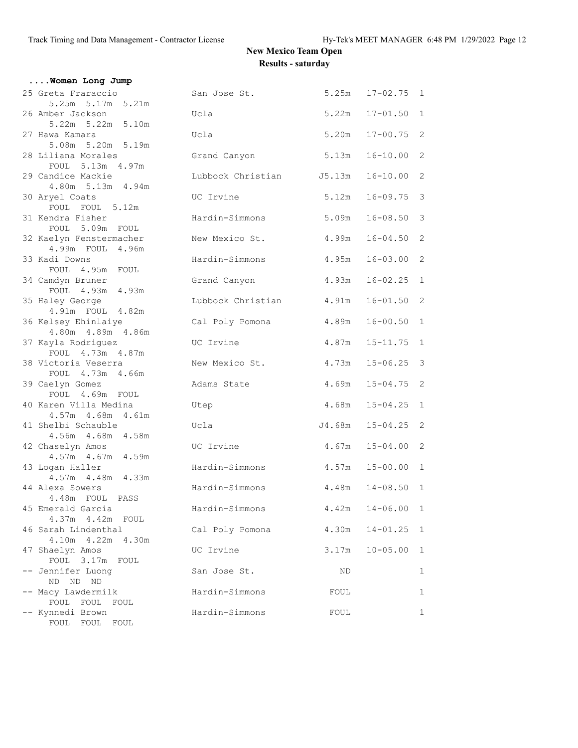# New Mexico Team Open

## Results - saturday

### ....Women Long Jump

| Place | Name | School | Mark | Imperial | Flight |
|---|---|---|---|---|---|
| 25 | Greta Fraraccio | San Jose St. | 5.25m | 17-02.75 | 1 |
| | 5.25m 5.17m 5.21m | | | | |
| 26 | Amber Jackson | Ucla | 5.22m | 17-01.50 | 1 |
| | 5.22m 5.22m 5.10m | | | | |
| 27 | Hawa Kamara | Ucla | 5.20m | 17-00.75 | 2 |
| | 5.08m 5.20m 5.19m | | | | |
| 28 | Liliana Morales | Grand Canyon | 5.13m | 16-10.00 | 2 |
| | FOUL 5.13m 4.97m | | | | |
| 29 | Candice Mackie | Lubbock Christian | J5.13m | 16-10.00 | 2 |
| | 4.80m 5.13m 4.94m | | | | |
| 30 | Aryel Coats | UC Irvine | 5.12m | 16-09.75 | 3 |
| | FOUL FOUL 5.12m | | | | |
| 31 | Kendra Fisher | Hardin-Simmons | 5.09m | 16-08.50 | 3 |
| | FOUL 5.09m FOUL | | | | |
| 32 | Kaelyn Fenstermacher | New Mexico St. | 4.99m | 16-04.50 | 2 |
| | 4.99m FOUL 4.96m | | | | |
| 33 | Kadi Downs | Hardin-Simmons | 4.95m | 16-03.00 | 2 |
| | FOUL 4.95m FOUL | | | | |
| 34 | Camdyn Bruner | Grand Canyon | 4.93m | 16-02.25 | 1 |
| | FOUL 4.93m 4.93m | | | | |
| 35 | Haley George | Lubbock Christian | 4.91m | 16-01.50 | 2 |
| | 4.91m FOUL 4.82m | | | | |
| 36 | Kelsey Ehinlaiye | Cal Poly Pomona | 4.89m | 16-00.50 | 1 |
| | 4.80m 4.89m 4.86m | | | | |
| 37 | Kayla Rodriguez | UC Irvine | 4.87m | 15-11.75 | 1 |
| | FOUL 4.73m 4.87m | | | | |
| 38 | Victoria Veserra | New Mexico St. | 4.73m | 15-06.25 | 3 |
| | FOUL 4.73m 4.66m | | | | |
| 39 | Caelyn Gomez | Adams State | 4.69m | 15-04.75 | 2 |
| | FOUL 4.69m FOUL | | | | |
| 40 | Karen Villa Medina | Utep | 4.68m | 15-04.25 | 1 |
| | 4.57m 4.68m 4.61m | | | | |
| 41 | Shelbi Schauble | Ucla | J4.68m | 15-04.25 | 2 |
| | 4.56m 4.68m 4.58m | | | | |
| 42 | Chaselyn Amos | UC Irvine | 4.67m | 15-04.00 | 2 |
| | 4.57m 4.67m 4.59m | | | | |
| 43 | Logan Haller | Hardin-Simmons | 4.57m | 15-00.00 | 1 |
| | 4.57m 4.48m 4.33m | | | | |
| 44 | Alexa Sowers | Hardin-Simmons | 4.48m | 14-08.50 | 1 |
| | 4.48m FOUL PASS | | | | |
| 45 | Emerald Garcia | Hardin-Simmons | 4.42m | 14-06.00 | 1 |
| | 4.37m 4.42m FOUL | | | | |
| 46 | Sarah Lindenthal | Cal Poly Pomona | 4.30m | 14-01.25 | 1 |
| | 4.10m 4.22m 4.30m | | | | |
| 47 | Shaelyn Amos | UC Irvine | 3.17m | 10-05.00 | 1 |
| | FOUL 3.17m FOUL | | | | |
| -- | Jennifer Luong | San Jose St. | ND | | 1 |
| | ND ND ND | | | | |
| -- | Macy Lawdermilk | Hardin-Simmons | FOUL | | 1 |
| | FOUL FOUL FOUL | | | | |
| -- | Kynnedi Brown | Hardin-Simmons | FOUL | | 1 |
| | FOUL FOUL FOUL | | | | |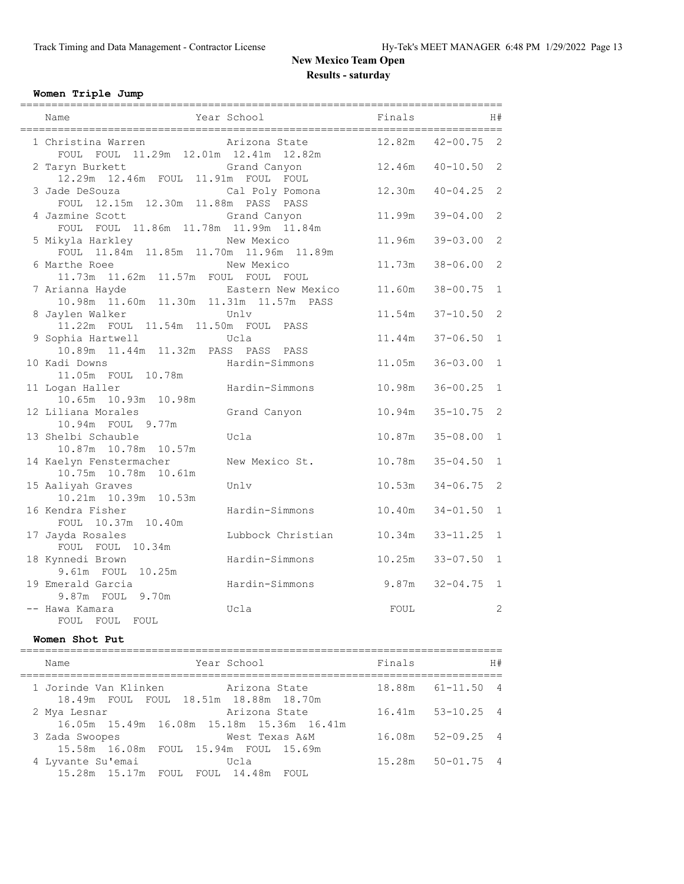# New Mexico Team Open

## Results - saturday

### Women Triple Jump

| Place | Name | Year | School | Finals | | H# |
|---|---|---|---|---|---|---|
| 1 | Christina Warren | | Arizona State | 12.82m | 42-00.75 | 2 |
| | FOUL FOUL 11.29m 12.01m 12.41m 12.82m | | | | | |
| 2 | Taryn Burkett | | Grand Canyon | 12.46m | 40-10.50 | 2 |
| | 12.29m 12.46m FOUL 11.91m FOUL FOUL | | | | | |
| 3 | Jade DeSouza | | Cal Poly Pomona | 12.30m | 40-04.25 | 2 |
| | FOUL 12.15m 12.30m 11.88m PASS PASS | | | | | |
| 4 | Jazmine Scott | | Grand Canyon | 11.99m | 39-04.00 | 2 |
| | FOUL FOUL 11.86m 11.78m 11.99m 11.84m | | | | | |
| 5 | Mikyla Harkley | | New Mexico | 11.96m | 39-03.00 | 2 |
| | FOUL 11.84m 11.85m 11.70m 11.96m 11.89m | | | | | |
| 6 | Marthe Roee | | New Mexico | 11.73m | 38-06.00 | 2 |
| | 11.73m 11.62m 11.57m FOUL FOUL FOUL | | | | | |
| 7 | Arianna Hayde | | Eastern New Mexico | 11.60m | 38-00.75 | 1 |
| | 10.98m 11.60m 11.30m 11.31m 11.57m PASS | | | | | |
| 8 | Jaylen Walker | | Unlv | 11.54m | 37-10.50 | 2 |
| | 11.22m FOUL 11.54m 11.50m FOUL PASS | | | | | |
| 9 | Sophia Hartwell | | Ucla | 11.44m | 37-06.50 | 1 |
| | 10.89m 11.44m 11.32m PASS PASS PASS | | | | | |
| 10 | Kadi Downs | | Hardin-Simmons | 11.05m | 36-03.00 | 1 |
| | 11.05m FOUL 10.78m | | | | | |
| 11 | Logan Haller | | Hardin-Simmons | 10.98m | 36-00.25 | 1 |
| | 10.65m 10.93m 10.98m | | | | | |
| 12 | Liliana Morales | | Grand Canyon | 10.94m | 35-10.75 | 2 |
| | 10.94m FOUL 9.77m | | | | | |
| 13 | Shelbi Schauble | | Ucla | 10.87m | 35-08.00 | 1 |
| | 10.87m 10.78m 10.57m | | | | | |
| 14 | Kaelyn Fenstermacher | | New Mexico St. | 10.78m | 35-04.50 | 1 |
| | 10.75m 10.78m 10.61m | | | | | |
| 15 | Aaliyah Graves | | Unlv | 10.53m | 34-06.75 | 2 |
| | 10.21m 10.39m 10.53m | | | | | |
| 16 | Kendra Fisher | | Hardin-Simmons | 10.40m | 34-01.50 | 1 |
| | FOUL 10.37m 10.40m | | | | | |
| 17 | Jayda Rosales | | Lubbock Christian | 10.34m | 33-11.25 | 1 |
| | FOUL FOUL 10.34m | | | | | |
| 18 | Kynnedi Brown | | Hardin-Simmons | 10.25m | 33-07.50 | 1 |
| | 9.61m FOUL 10.25m | | | | | |
| 19 | Emerald Garcia | | Hardin-Simmons | 9.87m | 32-04.75 | 1 |
| | 9.87m FOUL 9.70m | | | | | |
| -- | Hawa Kamara | | Ucla | FOUL | | 2 |
| | FOUL FOUL FOUL | | | | | |

### Women Shot Put

| Place | Name | Year | School | Finals | | H# |
|---|---|---|---|---|---|---|
| 1 | Jorinde Van Klinken | | Arizona State | 18.88m | 61-11.50 | 4 |
| | 18.49m FOUL FOUL 18.51m 18.88m 18.70m | | | | | |
| 2 | Mya Lesnar | | Arizona State | 16.41m | 53-10.25 | 4 |
| | 16.05m 15.49m 16.08m 15.18m 15.36m 16.41m | | | | | |
| 3 | Zada Swoopes | | West Texas A&M | 16.08m | 52-09.25 | 4 |
| | 15.58m 16.08m FOUL 15.94m FOUL 15.69m | | | | | |
| 4 | Lyvante Su'emai | | Ucla | 15.28m | 50-01.75 | 4 |
| | 15.28m 15.17m FOUL FOUL 14.48m FOUL | | | | | |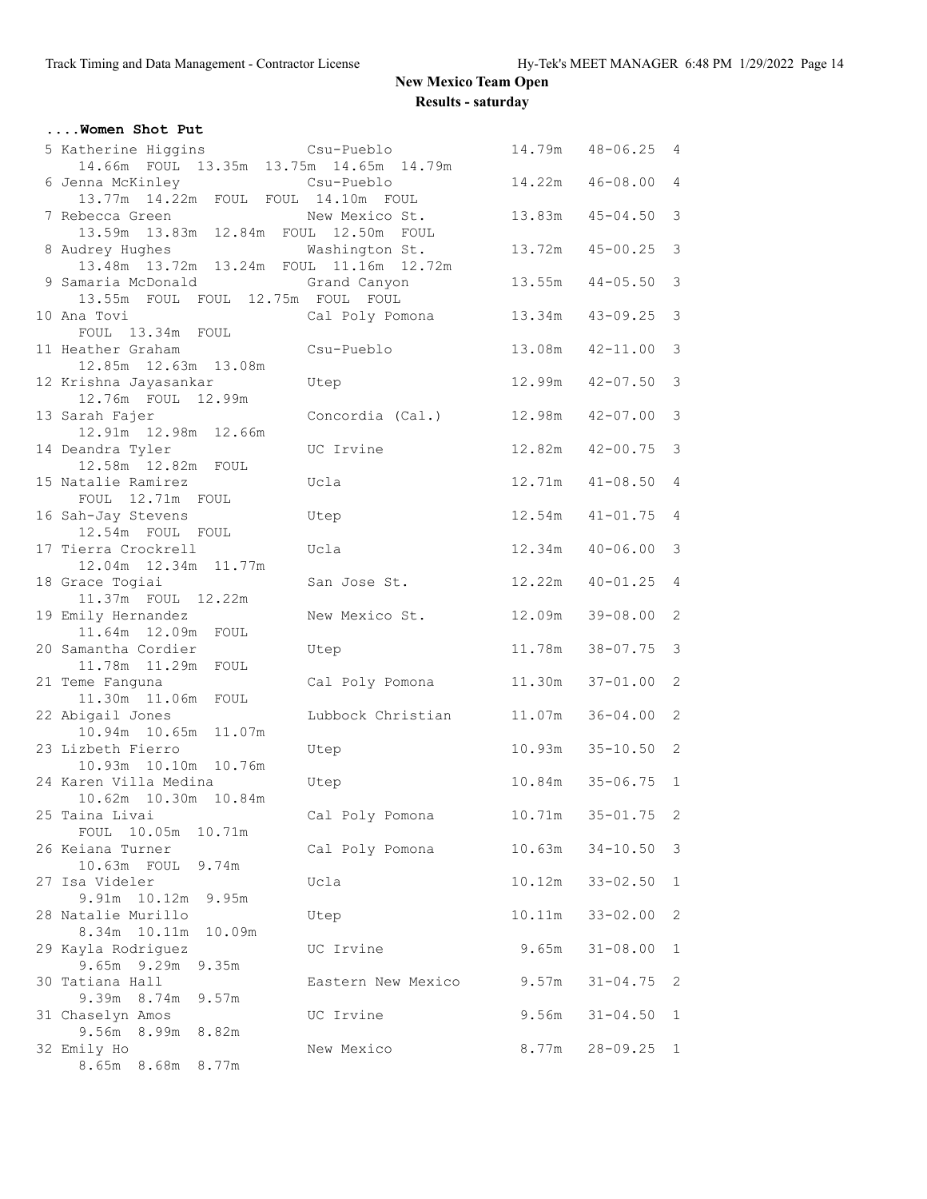## New Mexico Team Open

### Results - saturday

#### ....Women Shot Put

| Place | Name | School | Mark | Imperial | Pts |
|---|---|---|---|---|---|
| 5 | Katherine Higgins | Csu-Pueblo | 14.79m | 48-06.25 | 4 |
| | 14.66m FOUL 13.35m 13.75m 14.65m 14.79m | | | | |
| 6 | Jenna McKinley | Csu-Pueblo | 14.22m | 46-08.00 | 4 |
| | 13.77m 14.22m FOUL FOUL 14.10m FOUL | | | | |
| 7 | Rebecca Green | New Mexico St. | 13.83m | 45-04.50 | 3 |
| | 13.59m 13.83m 12.84m FOUL 12.50m FOUL | | | | |
| 8 | Audrey Hughes | Washington St. | 13.72m | 45-00.25 | 3 |
| | 13.48m 13.72m 13.24m FOUL 11.16m 12.72m | | | | |
| 9 | Samaria McDonald | Grand Canyon | 13.55m | 44-05.50 | 3 |
| | 13.55m FOUL FOUL 12.75m FOUL FOUL | | | | |
| 10 | Ana Tovi | Cal Poly Pomona | 13.34m | 43-09.25 | 3 |
| | FOUL 13.34m FOUL | | | | |
| 11 | Heather Graham | Csu-Pueblo | 13.08m | 42-11.00 | 3 |
| | 12.85m 12.63m 13.08m | | | | |
| 12 | Krishna Jayasankar | Utep | 12.99m | 42-07.50 | 3 |
| | 12.76m FOUL 12.99m | | | | |
| 13 | Sarah Fajer | Concordia (Cal.) | 12.98m | 42-07.00 | 3 |
| | 12.91m 12.98m 12.66m | | | | |
| 14 | Deandra Tyler | UC Irvine | 12.82m | 42-00.75 | 3 |
| | 12.58m 12.82m FOUL | | | | |
| 15 | Natalie Ramirez | Ucla | 12.71m | 41-08.50 | 4 |
| | FOUL 12.71m FOUL | | | | |
| 16 | Sah-Jay Stevens | Utep | 12.54m | 41-01.75 | 4 |
| | 12.54m FOUL FOUL | | | | |
| 17 | Tierra Crockrell | Ucla | 12.34m | 40-06.00 | 3 |
| | 12.04m 12.34m 11.77m | | | | |
| 18 | Grace Togiai | San Jose St. | 12.22m | 40-01.25 | 4 |
| | 11.37m FOUL 12.22m | | | | |
| 19 | Emily Hernandez | New Mexico St. | 12.09m | 39-08.00 | 2 |
| | 11.64m 12.09m FOUL | | | | |
| 20 | Samantha Cordier | Utep | 11.78m | 38-07.75 | 3 |
| | 11.78m 11.29m FOUL | | | | |
| 21 | Teme Fanguna | Cal Poly Pomona | 11.30m | 37-01.00 | 2 |
| | 11.30m 11.06m FOUL | | | | |
| 22 | Abigail Jones | Lubbock Christian | 11.07m | 36-04.00 | 2 |
| | 10.94m 10.65m 11.07m | | | | |
| 23 | Lizbeth Fierro | Utep | 10.93m | 35-10.50 | 2 |
| | 10.93m 10.10m 10.76m | | | | |
| 24 | Karen Villa Medina | Utep | 10.84m | 35-06.75 | 1 |
| | 10.62m 10.30m 10.84m | | | | |
| 25 | Taina Livai | Cal Poly Pomona | 10.71m | 35-01.75 | 2 |
| | FOUL 10.05m 10.71m | | | | |
| 26 | Keiana Turner | Cal Poly Pomona | 10.63m | 34-10.50 | 3 |
| | 10.63m FOUL 9.74m | | | | |
| 27 | Isa Videler | Ucla | 10.12m | 33-02.50 | 1 |
| | 9.91m 10.12m 9.95m | | | | |
| 28 | Natalie Murillo | Utep | 10.11m | 33-02.00 | 2 |
| | 8.34m 10.11m 10.09m | | | | |
| 29 | Kayla Rodriguez | UC Irvine | 9.65m | 31-08.00 | 1 |
| | 9.65m 9.29m 9.35m | | | | |
| 30 | Tatiana Hall | Eastern New Mexico | 9.57m | 31-04.75 | 2 |
| | 9.39m 8.74m 9.57m | | | | |
| 31 | Chaselyn Amos | UC Irvine | 9.56m | 31-04.50 | 1 |
| | 9.56m 8.99m 8.82m | | | | |
| 32 | Emily Ho | New Mexico | 8.77m | 28-09.25 | 1 |
| | 8.65m 8.68m 8.77m | | | | |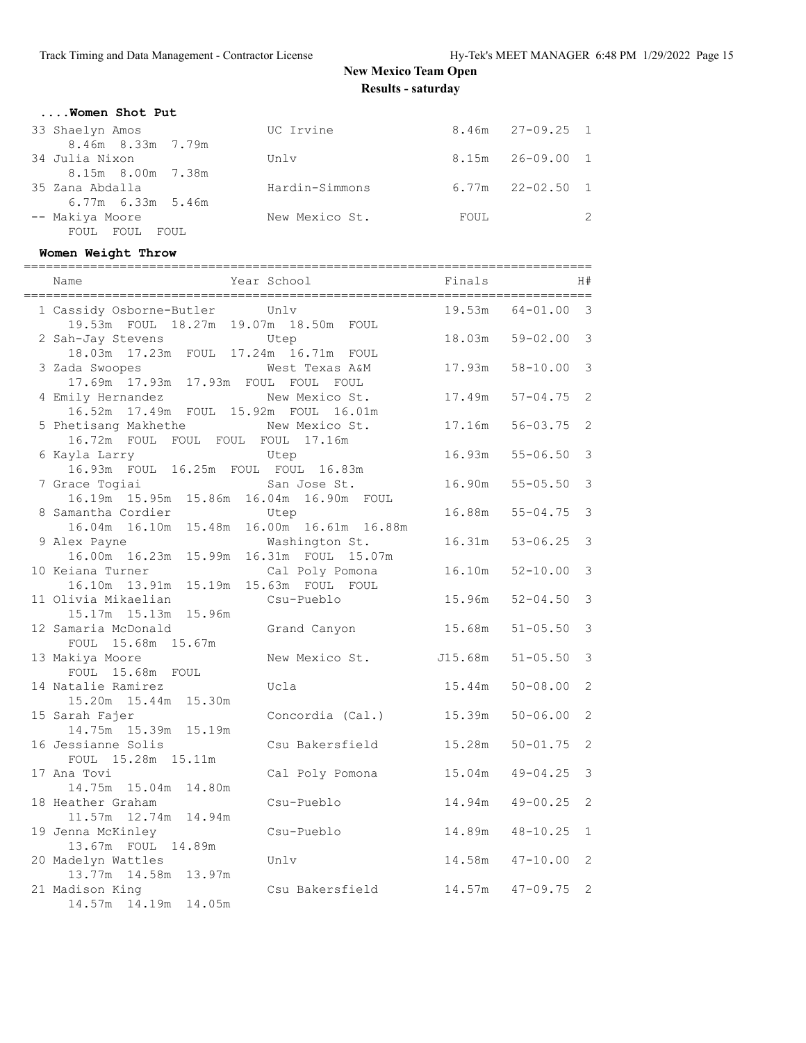# New Mexico Team Open
## Results - saturday

### ....Women Shot Put

| Name | School | Finals | | H# |
|---|---|---|---|---|
| 33 Shaelyn Amos | UC Irvine | 8.46m | 27-09.25 | 1 |
| 8.46m 8.33m 7.79m | | | | |
| 34 Julia Nixon | Unlv | 8.15m | 26-09.00 | 1 |
| 8.15m 8.00m 7.38m | | | | |
| 35 Zana Abdalla | Hardin-Simmons | 6.77m | 22-02.50 | 1 |
| 6.77m 6.33m 5.46m | | | | |
| -- Makiya Moore | New Mexico St. | FOUL | | 2 |
| FOUL FOUL FOUL | | | | |

### Women Weight Throw

| Name | Year School | Finals | | H# |
|---|---|---|---|---|
| 1 Cassidy Osborne-Butler | Unlv | 19.53m | 64-01.00 | 3 |
| 19.53m FOUL 18.27m 19.07m 18.50m FOUL | | | | |
| 2 Sah-Jay Stevens | Utep | 18.03m | 59-02.00 | 3 |
| 18.03m 17.23m FOUL 17.24m 16.71m FOUL | | | | |
| 3 Zada Swoopes | West Texas A&M | 17.93m | 58-10.00 | 3 |
| 17.69m 17.93m 17.93m FOUL FOUL FOUL | | | | |
| 4 Emily Hernandez | New Mexico St. | 17.49m | 57-04.75 | 2 |
| 16.52m 17.49m FOUL 15.92m FOUL 16.01m | | | | |
| 5 Phetisang Makhethe | New Mexico St. | 17.16m | 56-03.75 | 2 |
| 16.72m FOUL FOUL FOUL FOUL 17.16m | | | | |
| 6 Kayla Larry | Utep | 16.93m | 55-06.50 | 3 |
| 16.93m FOUL 16.25m FOUL FOUL 16.83m | | | | |
| 7 Grace Togiai | San Jose St. | 16.90m | 55-05.50 | 3 |
| 16.19m 15.95m 15.86m 16.04m 16.90m FOUL | | | | |
| 8 Samantha Cordier | Utep | 16.88m | 55-04.75 | 3 |
| 16.04m 16.10m 15.48m 16.00m 16.61m 16.88m | | | | |
| 9 Alex Payne | Washington St. | 16.31m | 53-06.25 | 3 |
| 16.00m 16.23m 15.99m 16.31m FOUL 15.07m | | | | |
| 10 Keiana Turner | Cal Poly Pomona | 16.10m | 52-10.00 | 3 |
| 16.10m 13.91m 15.19m 15.63m FOUL FOUL | | | | |
| 11 Olivia Mikaelian | Csu-Pueblo | 15.96m | 52-04.50 | 3 |
| 15.17m 15.13m 15.96m | | | | |
| 12 Samaria McDonald | Grand Canyon | 15.68m | 51-05.50 | 3 |
| FOUL 15.68m 15.67m | | | | |
| 13 Makiya Moore | New Mexico St. | J15.68m | 51-05.50 | 3 |
| FOUL 15.68m FOUL | | | | |
| 14 Natalie Ramirez | Ucla | 15.44m | 50-08.00 | 2 |
| 15.20m 15.44m 15.30m | | | | |
| 15 Sarah Fajer | Concordia (Cal.) | 15.39m | 50-06.00 | 2 |
| 14.75m 15.39m 15.19m | | | | |
| 16 Jessianne Solis | Csu Bakersfield | 15.28m | 50-01.75 | 2 |
| FOUL 15.28m 15.11m | | | | |
| 17 Ana Tovi | Cal Poly Pomona | 15.04m | 49-04.25 | 3 |
| 14.75m 15.04m 14.80m | | | | |
| 18 Heather Graham | Csu-Pueblo | 14.94m | 49-00.25 | 2 |
| 11.57m 12.74m 14.94m | | | | |
| 19 Jenna McKinley | Csu-Pueblo | 14.89m | 48-10.25 | 1 |
| 13.67m FOUL 14.89m | | | | |
| 20 Madelyn Wattles | Unlv | 14.58m | 47-10.00 | 2 |
| 13.77m 14.58m 13.97m | | | | |
| 21 Madison King | Csu Bakersfield | 14.57m | 47-09.75 | 2 |
| 14.57m 14.19m 14.05m | | | | |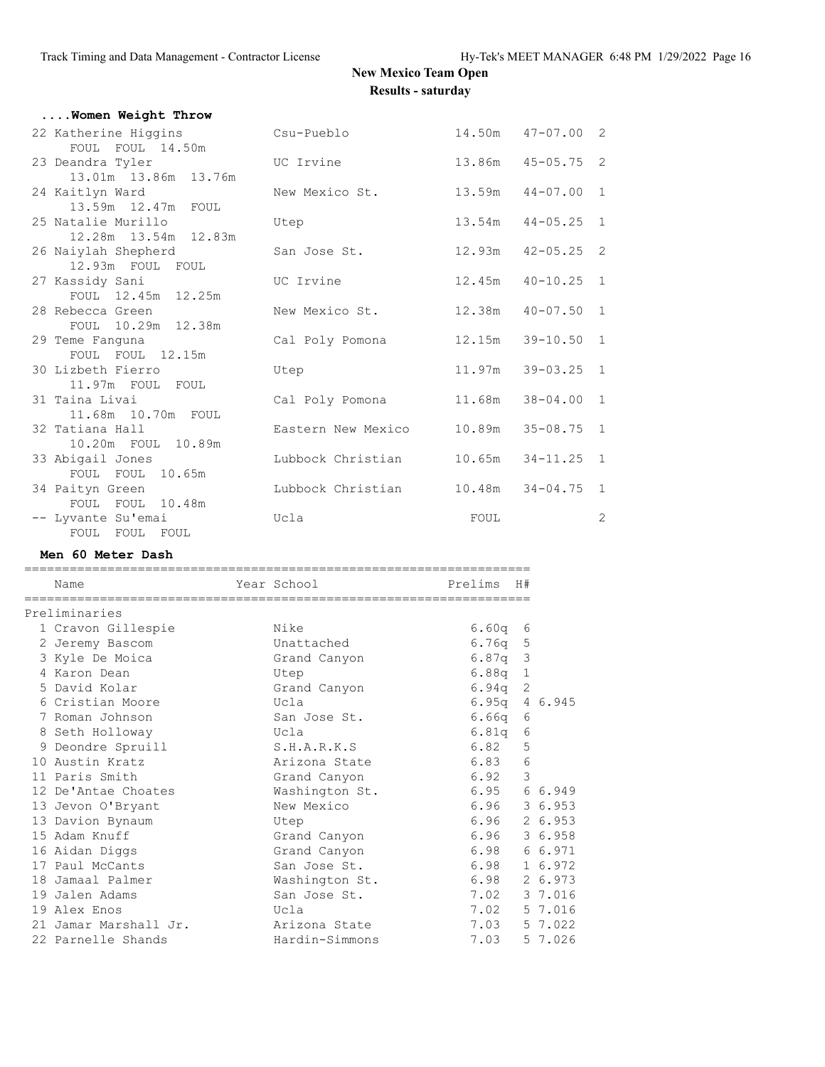## New Mexico Team Open

### Results - saturday

**....Women Weight Throw**

| Place | Name | School | Mark | | Flight |
|---|---|---|---|---|---|
| 22 | Katherine Higgins | Csu-Pueblo | 14.50m | 47-07.00 | 2 |
| | FOUL FOUL 14.50m | | | | |
| 23 | Deandra Tyler | UC Irvine | 13.86m | 45-05.75 | 2 |
| | 13.01m 13.86m 13.76m | | | | |
| 24 | Kaitlyn Ward | New Mexico St. | 13.59m | 44-07.00 | 1 |
| | 13.59m 12.47m FOUL | | | | |
| 25 | Natalie Murillo | Utep | 13.54m | 44-05.25 | 1 |
| | 12.28m 13.54m 12.83m | | | | |
| 26 | Naiylah Shepherd | San Jose St. | 12.93m | 42-05.25 | 2 |
| | 12.93m FOUL FOUL | | | | |
| 27 | Kassidy Sani | UC Irvine | 12.45m | 40-10.25 | 1 |
| | FOUL 12.45m 12.25m | | | | |
| 28 | Rebecca Green | New Mexico St. | 12.38m | 40-07.50 | 1 |
| | FOUL 10.29m 12.38m | | | | |
| 29 | Teme Fanguna | Cal Poly Pomona | 12.15m | 39-10.50 | 1 |
| | FOUL FOUL 12.15m | | | | |
| 30 | Lizbeth Fierro | Utep | 11.97m | 39-03.25 | 1 |
| | 11.97m FOUL FOUL | | | | |
| 31 | Taina Livai | Cal Poly Pomona | 11.68m | 38-04.00 | 1 |
| | 11.68m 10.70m FOUL | | | | |
| 32 | Tatiana Hall | Eastern New Mexico | 10.89m | 35-08.75 | 1 |
| | 10.20m FOUL 10.89m | | | | |
| 33 | Abigail Jones | Lubbock Christian | 10.65m | 34-11.25 | 1 |
| | FOUL FOUL 10.65m | | | | |
| 34 | Paityn Green | Lubbock Christian | 10.48m | 34-04.75 | 1 |
| | FOUL FOUL 10.48m | | | | |
| -- | Lyvante Su'emai | Ucla | FOUL | | 2 |
| | FOUL FOUL FOUL | | | | |

**Men 60 Meter Dash**

| Place | Name | Year | School | Prelims | H# | |
|---|---|---|---|---|---|---|
| **Preliminaries** | | | | | | |
| 1 | Cravon Gillespie | | Nike | 6.60q | 6 | |
| 2 | Jeremy Bascom | | Unattached | 6.76q | 5 | |
| 3 | Kyle De Moica | | Grand Canyon | 6.87q | 3 | |
| 4 | Karon Dean | | Utep | 6.88q | 1 | |
| 5 | David Kolar | | Grand Canyon | 6.94q | 2 | |
| 6 | Cristian Moore | | Ucla | 6.95q | 4 | 6.945 |
| 7 | Roman Johnson | | San Jose St. | 6.66q | 6 | |
| 8 | Seth Holloway | | Ucla | 6.81q | 6 | |
| 9 | Deondre Spruill | | S.H.A.R.K.S | 6.82 | 5 | |
| 10 | Austin Kratz | | Arizona State | 6.83 | 6 | |
| 11 | Paris Smith | | Grand Canyon | 6.92 | 3 | |
| 12 | De'Antae Choates | | Washington St. | 6.95 | 6 | 6.949 |
| 13 | Jevon O'Bryant | | New Mexico | 6.96 | 3 | 6.953 |
| 13 | Davion Bynaum | | Utep | 6.96 | 2 | 6.953 |
| 15 | Adam Knuff | | Grand Canyon | 6.96 | 3 | 6.958 |
| 16 | Aidan Diggs | | Grand Canyon | 6.98 | 6 | 6.971 |
| 17 | Paul McCants | | San Jose St. | 6.98 | 1 | 6.972 |
| 18 | Jamaal Palmer | | Washington St. | 6.98 | 2 | 6.973 |
| 19 | Jalen Adams | | San Jose St. | 7.02 | 3 | 7.016 |
| 19 | Alex Enos | | Ucla | 7.02 | 5 | 7.016 |
| 21 | Jamar Marshall Jr. | | Arizona State | 7.03 | 5 | 7.022 |
| 22 | Parnelle Shands | | Hardin-Simmons | 7.03 | 5 | 7.026 |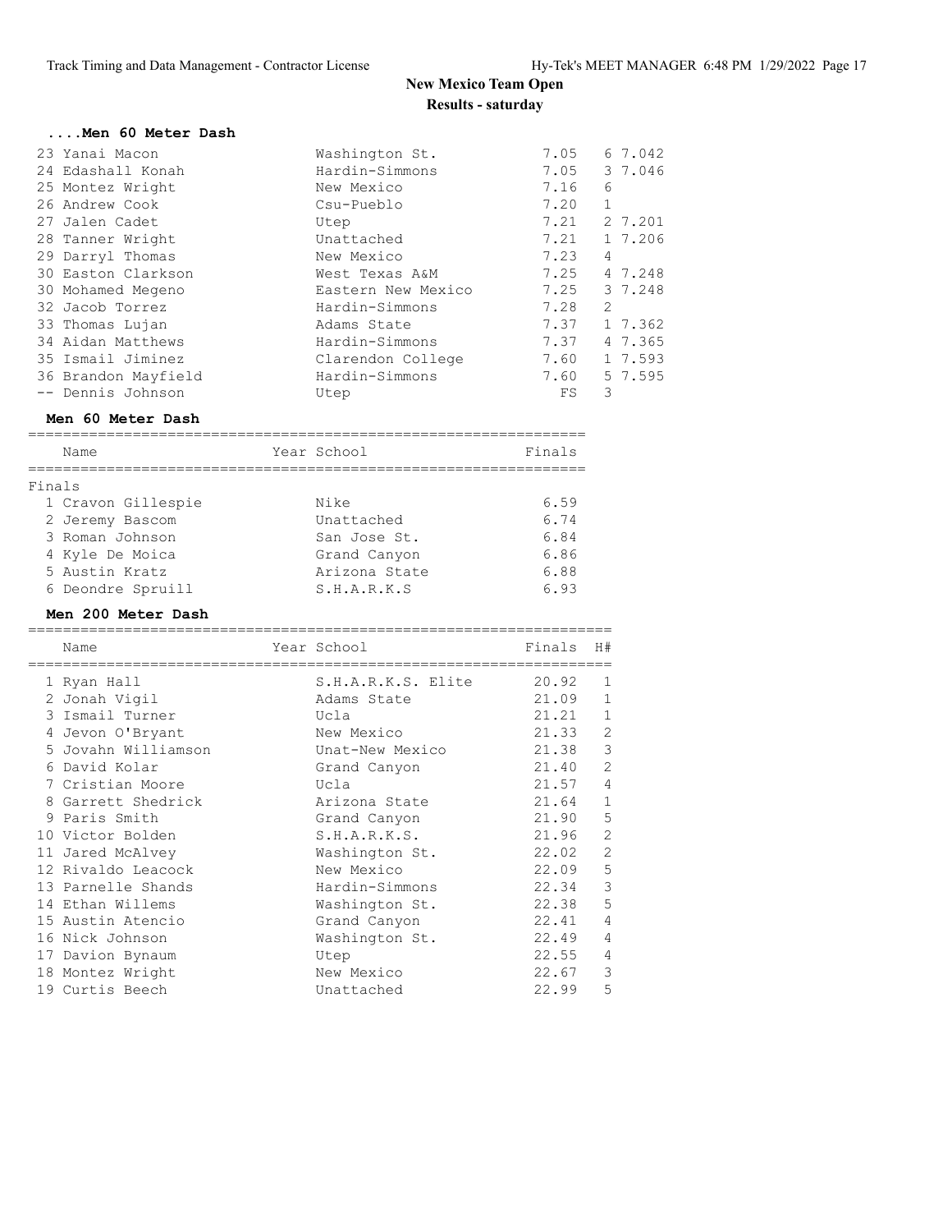# New Mexico Team Open

## Results - saturday

### ....Men 60 Meter Dash

| Place | Name | School | Finals | H# | Time |
|---|---|---|---|---|---|
| 23 | Yanai Macon | Washington St. | 7.05 | 6 | 7.042 |
| 24 | Edashall Konah | Hardin-Simmons | 7.05 | 3 | 7.046 |
| 25 | Montez Wright | New Mexico | 7.16 | 6 | |
| 26 | Andrew Cook | Csu-Pueblo | 7.20 | 1 | |
| 27 | Jalen Cadet | Utep | 7.21 | 2 | 7.201 |
| 28 | Tanner Wright | Unattached | 7.21 | 1 | 7.206 |
| 29 | Darryl Thomas | New Mexico | 7.23 | 4 | |
| 30 | Easton Clarkson | West Texas A&M | 7.25 | 4 | 7.248 |
| 30 | Mohamed Megeno | Eastern New Mexico | 7.25 | 3 | 7.248 |
| 32 | Jacob Torrez | Hardin-Simmons | 7.28 | 2 | |
| 33 | Thomas Lujan | Adams State | 7.37 | 1 | 7.362 |
| 34 | Aidan Matthews | Hardin-Simmons | 7.37 | 4 | 7.365 |
| 35 | Ismail Jiminez | Clarendon College | 7.60 | 1 | 7.593 |
| 36 | Brandon Mayfield | Hardin-Simmons | 7.60 | 5 | 7.595 |
| -- | Dennis Johnson | Utep | FS | 3 | |

### Men 60 Meter Dash

Finals

| Place | Name | Year | School | Finals |
|---|---|---|---|---|
| 1 | Cravon Gillespie | | Nike | 6.59 |
| 2 | Jeremy Bascom | | Unattached | 6.74 |
| 3 | Roman Johnson | | San Jose St. | 6.84 |
| 4 | Kyle De Moica | | Grand Canyon | 6.86 |
| 5 | Austin Kratz | | Arizona State | 6.88 |
| 6 | Deondre Spruill | | S.H.A.R.K.S | 6.93 |

### Men 200 Meter Dash

| Place | Name | Year | School | Finals | H# |
|---|---|---|---|---|---|
| 1 | Ryan Hall | | S.H.A.R.K.S. Elite | 20.92 | 1 |
| 2 | Jonah Vigil | | Adams State | 21.09 | 1 |
| 3 | Ismail Turner | | Ucla | 21.21 | 1 |
| 4 | Jevon O'Bryant | | New Mexico | 21.33 | 2 |
| 5 | Jovahn Williamson | | Unat-New Mexico | 21.38 | 3 |
| 6 | David Kolar | | Grand Canyon | 21.40 | 2 |
| 7 | Cristian Moore | | Ucla | 21.57 | 4 |
| 8 | Garrett Shedrick | | Arizona State | 21.64 | 1 |
| 9 | Paris Smith | | Grand Canyon | 21.90 | 5 |
| 10 | Victor Bolden | | S.H.A.R.K.S. | 21.96 | 2 |
| 11 | Jared McAlvey | | Washington St. | 22.02 | 2 |
| 12 | Rivaldo Leacock | | New Mexico | 22.09 | 5 |
| 13 | Parnelle Shands | | Hardin-Simmons | 22.34 | 3 |
| 14 | Ethan Willems | | Washington St. | 22.38 | 5 |
| 15 | Austin Atencio | | Grand Canyon | 22.41 | 4 |
| 16 | Nick Johnson | | Washington St. | 22.49 | 4 |
| 17 | Davion Bynaum | | Utep | 22.55 | 4 |
| 18 | Montez Wright | | New Mexico | 22.67 | 3 |
| 19 | Curtis Beech | | Unattached | 22.99 | 5 |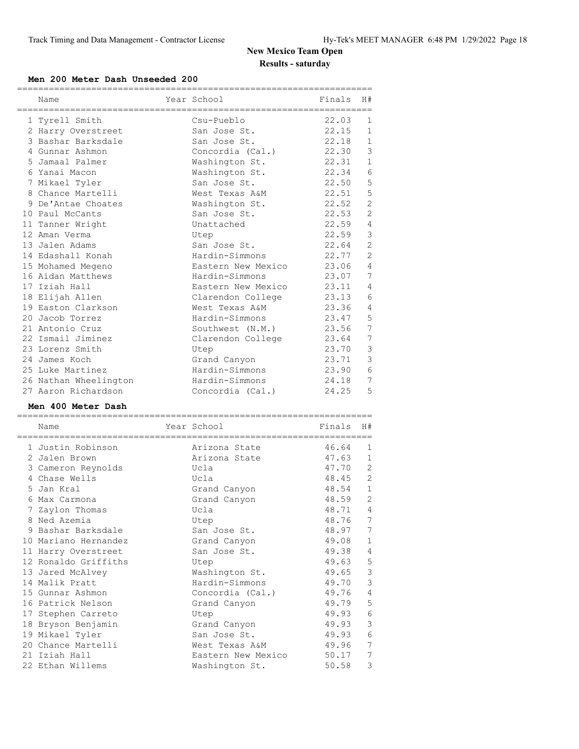# New Mexico Team Open

## Results - saturday

### Men 200 Meter Dash Unseeded 200

| | Name | Year | School | Finals | H# |
|---|---|---|---|---|---|
| 1 | Tyrell Smith | | Csu-Pueblo | 22.03 | 1 |
| 2 | Harry Overstreet | | San Jose St. | 22.15 | 1 |
| 3 | Bashar Barksdale | | San Jose St. | 22.18 | 1 |
| 4 | Gunnar Ashmon | | Concordia (Cal.) | 22.30 | 3 |
| 5 | Jamaal Palmer | | Washington St. | 22.31 | 1 |
| 6 | Yanai Macon | | Washington St. | 22.34 | 6 |
| 7 | Mikael Tyler | | San Jose St. | 22.50 | 5 |
| 8 | Chance Martelli | | West Texas A&M | 22.51 | 5 |
| 9 | De'Antae Choates | | Washington St. | 22.52 | 2 |
| 10 | Paul McCants | | San Jose St. | 22.53 | 2 |
| 11 | Tanner Wright | | Unattached | 22.59 | 4 |
| 12 | Aman Verma | | Utep | 22.59 | 3 |
| 13 | Jalen Adams | | San Jose St. | 22.64 | 2 |
| 14 | Edashall Konah | | Hardin-Simmons | 22.77 | 2 |
| 15 | Mohamed Megeno | | Eastern New Mexico | 23.06 | 4 |
| 16 | Aidan Matthews | | Hardin-Simmons | 23.07 | 7 |
| 17 | Iziah Hall | | Eastern New Mexico | 23.11 | 4 |
| 18 | Elijah Allen | | Clarendon College | 23.13 | 6 |
| 19 | Easton Clarkson | | West Texas A&M | 23.36 | 4 |
| 20 | Jacob Torrez | | Hardin-Simmons | 23.47 | 5 |
| 21 | Antonio Cruz | | Southwest (N.M.) | 23.56 | 7 |
| 22 | Ismail Jiminez | | Clarendon College | 23.64 | 7 |
| 23 | Lorenz Smith | | Utep | 23.70 | 3 |
| 24 | James Koch | | Grand Canyon | 23.71 | 3 |
| 25 | Luke Martinez | | Hardin-Simmons | 23.90 | 6 |
| 26 | Nathan Wheelington | | Hardin-Simmons | 24.18 | 7 |
| 27 | Aaron Richardson | | Concordia (Cal.) | 24.25 | 5 |

### Men 400 Meter Dash

| | Name | Year | School | Finals | H# |
|---|---|---|---|---|---|
| 1 | Justin Robinson | | Arizona State | 46.64 | 1 |
| 2 | Jalen Brown | | Arizona State | 47.63 | 1 |
| 3 | Cameron Reynolds | | Ucla | 47.70 | 2 |
| 4 | Chase Wells | | Ucla | 48.45 | 2 |
| 5 | Jan Kral | | Grand Canyon | 48.54 | 1 |
| 6 | Max Carmona | | Grand Canyon | 48.59 | 2 |
| 7 | Zaylon Thomas | | Ucla | 48.71 | 4 |
| 8 | Ned Azemia | | Utep | 48.76 | 7 |
| 9 | Bashar Barksdale | | San Jose St. | 48.97 | 7 |
| 10 | Mariano Hernandez | | Grand Canyon | 49.08 | 1 |
| 11 | Harry Overstreet | | San Jose St. | 49.38 | 4 |
| 12 | Ronaldo Griffiths | | Utep | 49.63 | 5 |
| 13 | Jared McAlvey | | Washington St. | 49.65 | 3 |
| 14 | Malik Pratt | | Hardin-Simmons | 49.70 | 3 |
| 15 | Gunnar Ashmon | | Concordia (Cal.) | 49.76 | 4 |
| 16 | Patrick Nelson | | Grand Canyon | 49.79 | 5 |
| 17 | Stephen Carreto | | Utep | 49.93 | 6 |
| 18 | Bryson Benjamin | | Grand Canyon | 49.93 | 3 |
| 19 | Mikael Tyler | | San Jose St. | 49.93 | 6 |
| 20 | Chance Martelli | | West Texas A&M | 49.96 | 7 |
| 21 | Iziah Hall | | Eastern New Mexico | 50.17 | 7 |
| 22 | Ethan Willems | | Washington St. | 50.58 | 3 |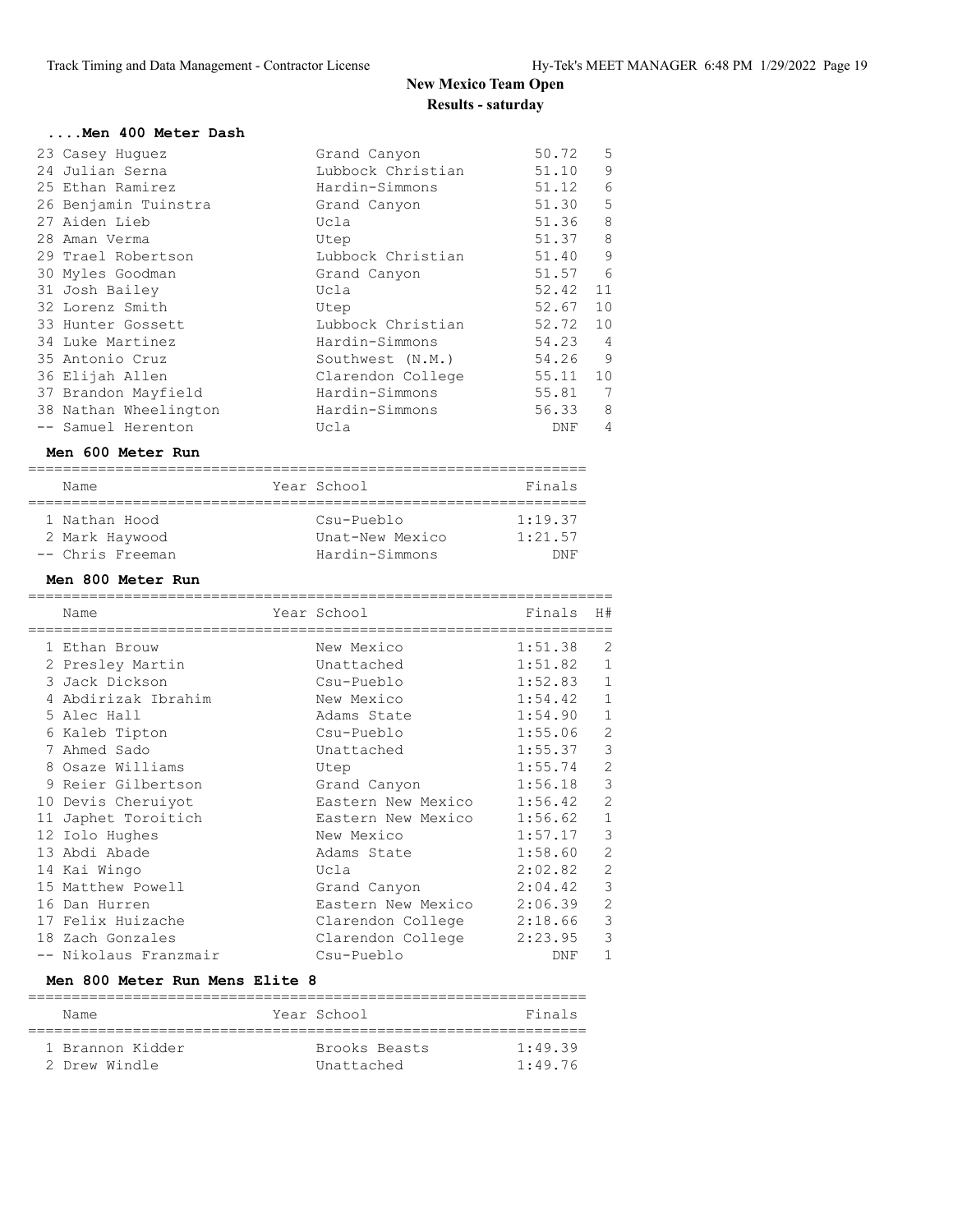# New Mexico Team Open

## Results - saturday

### ....Men 400 Meter Dash

| Place | Name | Year | School | Finals | H# |
|---|---|---|---|---|---|
| 23 | Casey Huguez | | Grand Canyon | 50.72 | 5 |
| 24 | Julian Serna | | Lubbock Christian | 51.10 | 9 |
| 25 | Ethan Ramirez | | Hardin-Simmons | 51.12 | 6 |
| 26 | Benjamin Tuinstra | | Grand Canyon | 51.30 | 5 |
| 27 | Aiden Lieb | | Ucla | 51.36 | 8 |
| 28 | Aman Verma | | Utep | 51.37 | 8 |
| 29 | Trael Robertson | | Lubbock Christian | 51.40 | 9 |
| 30 | Myles Goodman | | Grand Canyon | 51.57 | 6 |
| 31 | Josh Bailey | | Ucla | 52.42 | 11 |
| 32 | Lorenz Smith | | Utep | 52.67 | 10 |
| 33 | Hunter Gossett | | Lubbock Christian | 52.72 | 10 |
| 34 | Luke Martinez | | Hardin-Simmons | 54.23 | 4 |
| 35 | Antonio Cruz | | Southwest (N.M.) | 54.26 | 9 |
| 36 | Elijah Allen | | Clarendon College | 55.11 | 10 |
| 37 | Brandon Mayfield | | Hardin-Simmons | 55.81 | 7 |
| 38 | Nathan Wheelington | | Hardin-Simmons | 56.33 | 8 |
| -- | Samuel Herenton | | Ucla | DNF | 4 |

### Men 600 Meter Run

| Place | Name | Year | School | Finals |
|---|---|---|---|---|
| 1 | Nathan Hood | | Csu-Pueblo | 1:19.37 |
| 2 | Mark Haywood | | Unat-New Mexico | 1:21.57 |
| -- | Chris Freeman | | Hardin-Simmons | DNF |

### Men 800 Meter Run

| Place | Name | Year | School | Finals | H# |
|---|---|---|---|---|---|
| 1 | Ethan Brouw | | New Mexico | 1:51.38 | 2 |
| 2 | Presley Martin | | Unattached | 1:51.82 | 1 |
| 3 | Jack Dickson | | Csu-Pueblo | 1:52.83 | 1 |
| 4 | Abdirizak Ibrahim | | New Mexico | 1:54.42 | 1 |
| 5 | Alec Hall | | Adams State | 1:54.90 | 1 |
| 6 | Kaleb Tipton | | Csu-Pueblo | 1:55.06 | 2 |
| 7 | Ahmed Sado | | Unattached | 1:55.37 | 3 |
| 8 | Osaze Williams | | Utep | 1:55.74 | 2 |
| 9 | Reier Gilbertson | | Grand Canyon | 1:56.18 | 3 |
| 10 | Devis Cheruiyot | | Eastern New Mexico | 1:56.42 | 2 |
| 11 | Japhet Toroitich | | Eastern New Mexico | 1:56.62 | 1 |
| 12 | Iolo Hughes | | New Mexico | 1:57.17 | 3 |
| 13 | Abdi Abade | | Adams State | 1:58.60 | 2 |
| 14 | Kai Wingo | | Ucla | 2:02.82 | 2 |
| 15 | Matthew Powell | | Grand Canyon | 2:04.42 | 3 |
| 16 | Dan Hurren | | Eastern New Mexico | 2:06.39 | 2 |
| 17 | Felix Huizache | | Clarendon College | 2:18.66 | 3 |
| 18 | Zach Gonzales | | Clarendon College | 2:23.95 | 3 |
| -- | Nikolaus Franzmair | | Csu-Pueblo | DNF | 1 |

### Men 800 Meter Run Mens Elite 8

| Place | Name | Year | School | Finals |
|---|---|---|---|---|
| 1 | Brannon Kidder | | Brooks Beasts | 1:49.39 |
| 2 | Drew Windle | | Unattached | 1:49.76 |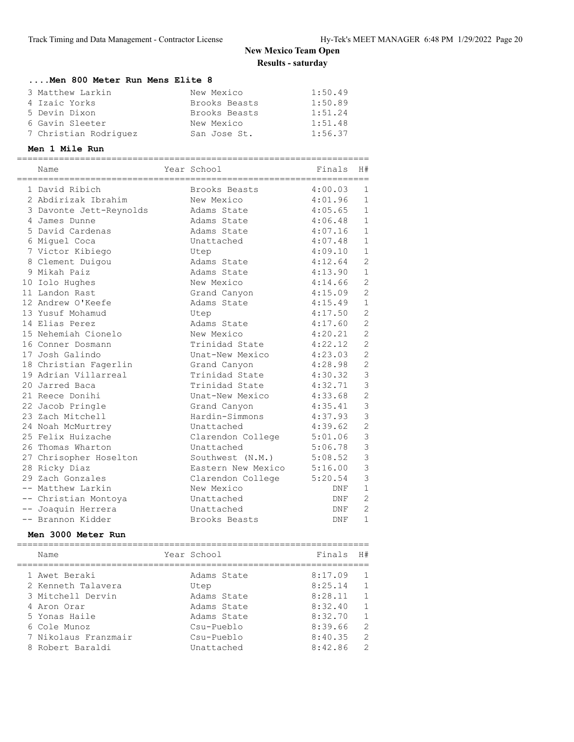# New Mexico Team Open

## Results - saturday

### ....Men 800 Meter Run Mens Elite 8

| Place | Name | School | Finals |
|---|---|---|---|
| 3 | Matthew Larkin | New Mexico | 1:50.49 |
| 4 | Izaic Yorks | Brooks Beasts | 1:50.89 |
| 5 | Devin Dixon | Brooks Beasts | 1:51.24 |
| 6 | Gavin Sleeter | New Mexico | 1:51.48 |
| 7 | Christian Rodriguez | San Jose St. | 1:56.37 |

### Men 1 Mile Run

| Place | Name | Year | School | Finals | H# |
|---|---|---|---|---|---|
| 1 | David Ribich | | Brooks Beasts | 4:00.03 | 1 |
| 2 | Abdirizak Ibrahim | | New Mexico | 4:01.96 | 1 |
| 3 | Davonte Jett-Reynolds | | Adams State | 4:05.65 | 1 |
| 4 | James Dunne | | Adams State | 4:06.48 | 1 |
| 5 | David Cardenas | | Adams State | 4:07.16 | 1 |
| 6 | Miguel Coca | | Unattached | 4:07.48 | 1 |
| 7 | Victor Kibiego | | Utep | 4:09.10 | 1 |
| 8 | Clement Duigou | | Adams State | 4:12.64 | 2 |
| 9 | Mikah Paiz | | Adams State | 4:13.90 | 1 |
| 10 | Iolo Hughes | | New Mexico | 4:14.66 | 2 |
| 11 | Landon Rast | | Grand Canyon | 4:15.09 | 2 |
| 12 | Andrew O'Keefe | | Adams State | 4:15.49 | 1 |
| 13 | Yusuf Mohamud | | Utep | 4:17.50 | 2 |
| 14 | Elias Perez | | Adams State | 4:17.60 | 2 |
| 15 | Nehemiah Cionelo | | New Mexico | 4:20.21 | 2 |
| 16 | Conner Dosmann | | Trinidad State | 4:22.12 | 2 |
| 17 | Josh Galindo | | Unat-New Mexico | 4:23.03 | 2 |
| 18 | Christian Fagerlin | | Grand Canyon | 4:28.98 | 2 |
| 19 | Adrian Villarreal | | Trinidad State | 4:30.32 | 3 |
| 20 | Jarred Baca | | Trinidad State | 4:32.71 | 3 |
| 21 | Reece Donihi | | Unat-New Mexico | 4:33.68 | 2 |
| 22 | Jacob Pringle | | Grand Canyon | 4:35.41 | 3 |
| 23 | Zach Mitchell | | Hardin-Simmons | 4:37.93 | 3 |
| 24 | Noah McMurtrey | | Unattached | 4:39.62 | 2 |
| 25 | Felix Huizache | | Clarendon College | 5:01.06 | 3 |
| 26 | Thomas Wharton | | Unattached | 5:06.78 | 3 |
| 27 | Chrisopher Hoselton | | Southwest (N.M.) | 5:08.52 | 3 |
| 28 | Ricky Diaz | | Eastern New Mexico | 5:16.00 | 3 |
| 29 | Zach Gonzales | | Clarendon College | 5:20.54 | 3 |
| -- | Matthew Larkin | | New Mexico | DNF | 1 |
| -- | Christian Montoya | | Unattached | DNF | 2 |
| -- | Joaquin Herrera | | Unattached | DNF | 2 |
| -- | Brannon Kidder | | Brooks Beasts | DNF | 1 |

### Men 3000 Meter Run

| Place | Name | Year | School | Finals | H# |
|---|---|---|---|---|---|
| 1 | Awet Beraki | | Adams State | 8:17.09 | 1 |
| 2 | Kenneth Talavera | | Utep | 8:25.14 | 1 |
| 3 | Mitchell Dervin | | Adams State | 8:28.11 | 1 |
| 4 | Aron Orar | | Adams State | 8:32.40 | 1 |
| 5 | Yonas Haile | | Adams State | 8:32.70 | 1 |
| 6 | Cole Munoz | | Csu-Pueblo | 8:39.66 | 2 |
| 7 | Nikolaus Franzmair | | Csu-Pueblo | 8:40.35 | 2 |
| 8 | Robert Baraldi | | Unattached | 8:42.86 | 2 |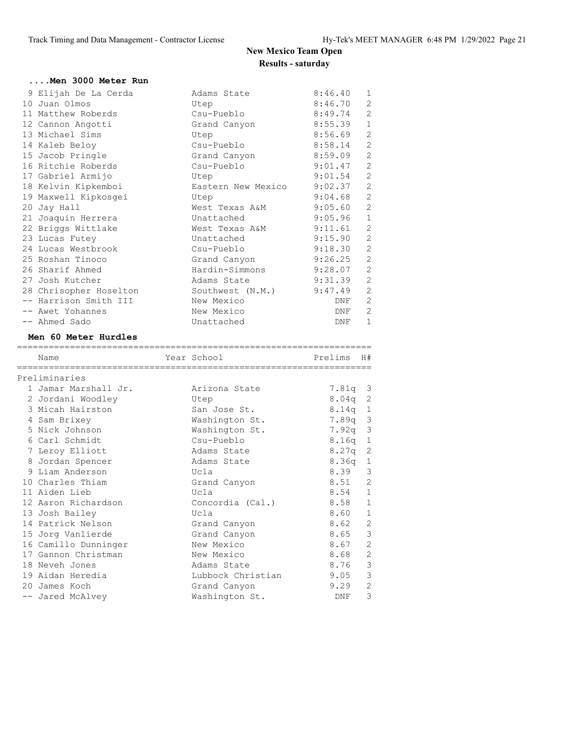## New Mexico Team Open

### Results - saturday

#### ....Men 3000 Meter Run

| Place | Name | School | Time | H# |
|---|---|---|---|---|
| 9 | Elijah De La Cerda | Adams State | 8:46.40 | 1 |
| 10 | Juan Olmos | Utep | 8:46.70 | 2 |
| 11 | Matthew Roberds | Csu-Pueblo | 8:49.74 | 2 |
| 12 | Cannon Angotti | Grand Canyon | 8:55.39 | 1 |
| 13 | Michael Sims | Utep | 8:56.69 | 2 |
| 14 | Kaleb Beloy | Csu-Pueblo | 8:58.14 | 2 |
| 15 | Jacob Pringle | Grand Canyon | 8:59.09 | 2 |
| 16 | Ritchie Roberds | Csu-Pueblo | 9:01.47 | 2 |
| 17 | Gabriel Armijo | Utep | 9:01.54 | 2 |
| 18 | Kelvin Kipkemboi | Eastern New Mexico | 9:02.37 | 2 |
| 19 | Maxwell Kipkosgei | Utep | 9:04.68 | 2 |
| 20 | Jay Hall | West Texas A&M | 9:05.60 | 2 |
| 21 | Joaquin Herrera | Unattached | 9:05.96 | 1 |
| 22 | Briggs Wittlake | West Texas A&M | 9:11.61 | 2 |
| 23 | Lucas Futey | Unattached | 9:15.90 | 2 |
| 24 | Lucas Westbrook | Csu-Pueblo | 9:18.30 | 2 |
| 25 | Roshan Tinoco | Grand Canyon | 9:26.25 | 2 |
| 26 | Sharif Ahmed | Hardin-Simmons | 9:28.07 | 2 |
| 27 | Josh Kutcher | Adams State | 9:31.39 | 2 |
| 28 | Chrisopher Hoselton | Southwest (N.M.) | 9:47.49 | 2 |
| -- | Harrison Smith III | New Mexico | DNF | 2 |
| -- | Awet Yohannes | New Mexico | DNF | 2 |
| -- | Ahmed Sado | Unattached | DNF | 1 |

#### Men 60 Meter Hurdles

| | Name | Year School | Prelims | H# |
|---|---|---|---|---|
| **Preliminaries** | | | | |
| 1 | Jamar Marshall Jr. | Arizona State | 7.81q | 3 |
| 2 | Jordani Woodley | Utep | 8.04q | 2 |
| 3 | Micah Hairston | San Jose St. | 8.14q | 1 |
| 4 | Sam Brixey | Washington St. | 7.89q | 3 |
| 5 | Nick Johnson | Washington St. | 7.92q | 3 |
| 6 | Carl Schmidt | Csu-Pueblo | 8.16q | 1 |
| 7 | Leroy Elliott | Adams State | 8.27q | 2 |
| 8 | Jordan Spencer | Adams State | 8.36q | 1 |
| 9 | Liam Anderson | Ucla | 8.39 | 3 |
| 10 | Charles Thiam | Grand Canyon | 8.51 | 2 |
| 11 | Aiden Lieb | Ucla | 8.54 | 1 |
| 12 | Aaron Richardson | Concordia (Cal.) | 8.58 | 1 |
| 13 | Josh Bailey | Ucla | 8.60 | 1 |
| 14 | Patrick Nelson | Grand Canyon | 8.62 | 2 |
| 15 | Jorg Vanlierde | Grand Canyon | 8.65 | 3 |
| 16 | Camillo Dunninger | New Mexico | 8.67 | 2 |
| 17 | Gannon Christman | New Mexico | 8.68 | 2 |
| 18 | Neveh Jones | Adams State | 8.76 | 3 |
| 19 | Aidan Heredia | Lubbock Christian | 9.05 | 3 |
| 20 | James Koch | Grand Canyon | 9.29 | 2 |
| -- | Jared McAlvey | Washington St. | DNF | 3 |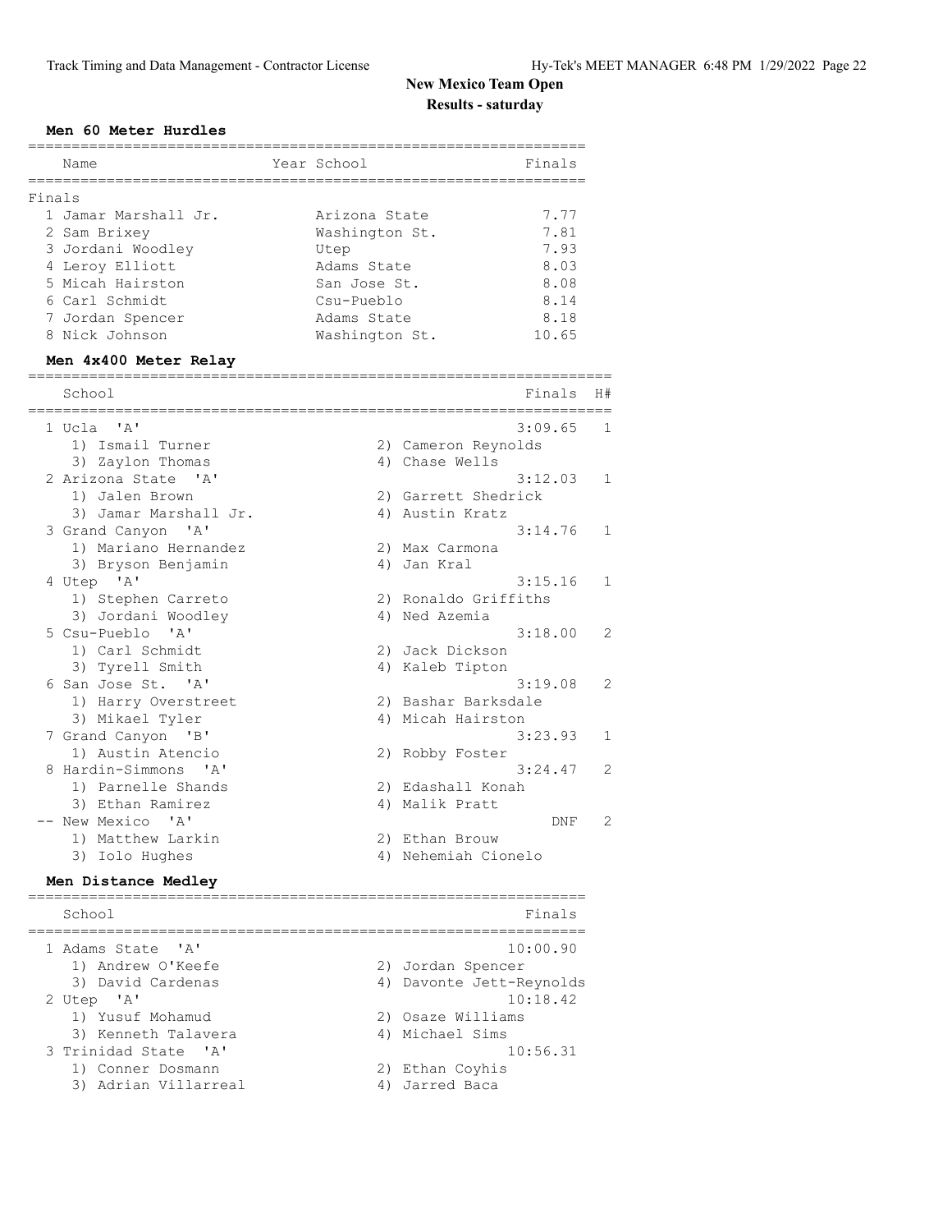# New Mexico Team Open

## Results - saturday

### Men 60 Meter Hurdles

Finals

| Place | Name | Year | School | Finals |
|---|---|---|---|---|
| 1 | Jamar Marshall Jr. | | Arizona State | 7.77 |
| 2 | Sam Brixey | | Washington St. | 7.81 |
| 3 | Jordani Woodley | | Utep | 7.93 |
| 4 | Leroy Elliott | | Adams State | 8.03 |
| 5 | Micah Hairston | | San Jose St. | 8.08 |
| 6 | Carl Schmidt | | Csu-Pueblo | 8.14 |
| 7 | Jordan Spencer | | Adams State | 8.18 |
| 8 | Nick Johnson | | Washington St. | 10.65 |

### Men 4x400 Meter Relay

| Place | School | Finals | H# |
|---|---|---|---|
| 1 | Ucla 'A' | 3:09.65 | 1 |
| | 1) Ismail Turner, 2) Cameron Reynolds, 3) Zaylon Thomas, 4) Chase Wells | | |
| 2 | Arizona State 'A' | 3:12.03 | 1 |
| | 1) Jalen Brown, 2) Garrett Shedrick, 3) Jamar Marshall Jr., 4) Austin Kratz | | |
| 3 | Grand Canyon 'A' | 3:14.76 | 1 |
| | 1) Mariano Hernandez, 2) Max Carmona, 3) Bryson Benjamin, 4) Jan Kral | | |
| 4 | Utep 'A' | 3:15.16 | 1 |
| | 1) Stephen Carreto, 2) Ronaldo Griffiths, 3) Jordani Woodley, 4) Ned Azemia | | |
| 5 | Csu-Pueblo 'A' | 3:18.00 | 2 |
| | 1) Carl Schmidt, 2) Jack Dickson, 3) Tyrell Smith, 4) Kaleb Tipton | | |
| 6 | San Jose St. 'A' | 3:19.08 | 2 |
| | 1) Harry Overstreet, 2) Bashar Barksdale, 3) Mikael Tyler, 4) Micah Hairston | | |
| 7 | Grand Canyon 'B' | 3:23.93 | 1 |
| | 1) Austin Atencio, 2) Robby Foster | | |
| 8 | Hardin-Simmons 'A' | 3:24.47 | 2 |
| | 1) Parnelle Shands, 2) Edashall Konah, 3) Ethan Ramirez, 4) Malik Pratt | | |
| -- | New Mexico 'A' | DNF | 2 |
| | 1) Matthew Larkin, 2) Ethan Brouw, 3) Iolo Hughes, 4) Nehemiah Cionelo | | |

### Men Distance Medley

| Place | School | Finals |
|---|---|---|
| 1 | Adams State 'A' | 10:00.90 |
| | 1) Andrew O'Keefe, 2) Jordan Spencer, 3) David Cardenas, 4) Davonte Jett-Reynolds | |
| 2 | Utep 'A' | 10:18.42 |
| | 1) Yusuf Mohamud, 2) Osaze Williams, 3) Kenneth Talavera, 4) Michael Sims | |
| 3 | Trinidad State 'A' | 10:56.31 |
| | 1) Conner Dosmann, 2) Ethan Coyhis, 3) Adrian Villarreal, 4) Jarred Baca | |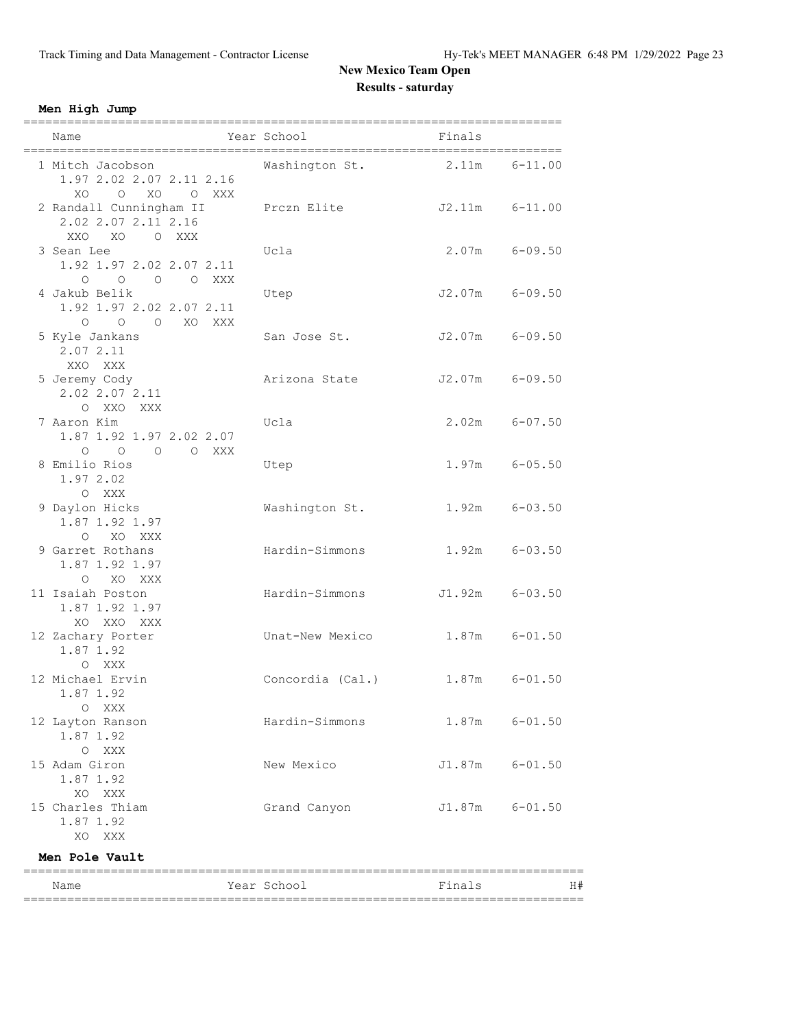## New Mexico Team Open

### Results - saturday

**Men High Jump**

| Place | Name | Year | School | Finals | |
|---|---|---|---|---|---|
| 1 | Mitch Jacobson | | Washington St. | 2.11m | 6-11.00 |
| | 1.97 2.02 2.07 2.11 2.16 | | | | |
| | XO O XO O XXX | | | | |
| 2 | Randall Cunningham II | | Prczn Elite | J2.11m | 6-11.00 |
| | 2.02 2.07 2.11 2.16 | | | | |
| | XXO XO O XXX | | | | |
| 3 | Sean Lee | | Ucla | 2.07m | 6-09.50 |
| | 1.92 1.97 2.02 2.07 2.11 | | | | |
| | O O O O XXX | | | | |
| 4 | Jakub Belik | | Utep | J2.07m | 6-09.50 |
| | 1.92 1.97 2.02 2.07 2.11 | | | | |
| | O O O XO XXX | | | | |
| 5 | Kyle Jankans | | San Jose St. | J2.07m | 6-09.50 |
| | 2.07 2.11 | | | | |
| | XXO XXX | | | | |
| 5 | Jeremy Cody | | Arizona State | J2.07m | 6-09.50 |
| | 2.02 2.07 2.11 | | | | |
| | O XXO XXX | | | | |
| 7 | Aaron Kim | | Ucla | 2.02m | 6-07.50 |
| | 1.87 1.92 1.97 2.02 2.07 | | | | |
| | O O O O XXX | | | | |
| 8 | Emilio Rios | | Utep | 1.97m | 6-05.50 |
| | 1.97 2.02 | | | | |
| | O XXX | | | | |
| 9 | Daylon Hicks | | Washington St. | 1.92m | 6-03.50 |
| | 1.87 1.92 1.97 | | | | |
| | O XO XXX | | | | |
| 9 | Garret Rothans | | Hardin-Simmons | 1.92m | 6-03.50 |
| | 1.87 1.92 1.97 | | | | |
| | O XO XXX | | | | |
| 11 | Isaiah Poston | | Hardin-Simmons | J1.92m | 6-03.50 |
| | 1.87 1.92 1.97 | | | | |
| | XO XXO XXX | | | | |
| 12 | Zachary Porter | | Unat-New Mexico | 1.87m | 6-01.50 |
| | 1.87 1.92 | | | | |
| | O XXX | | | | |
| 12 | Michael Ervin | | Concordia (Cal.) | 1.87m | 6-01.50 |
| | 1.87 1.92 | | | | |
| | O XXX | | | | |
| 12 | Layton Ranson | | Hardin-Simmons | 1.87m | 6-01.50 |
| | 1.87 1.92 | | | | |
| | O XXX | | | | |
| 15 | Adam Giron | | New Mexico | J1.87m | 6-01.50 |
| | 1.87 1.92 | | | | |
| | XO XXX | | | | |
| 15 | Charles Thiam | | Grand Canyon | J1.87m | 6-01.50 |
| | 1.87 1.92 | | | | |
| | XO XXX | | | | |

**Men Pole Vault**

| Name | Year | School | Finals | H# |
|---|---|---|---|---|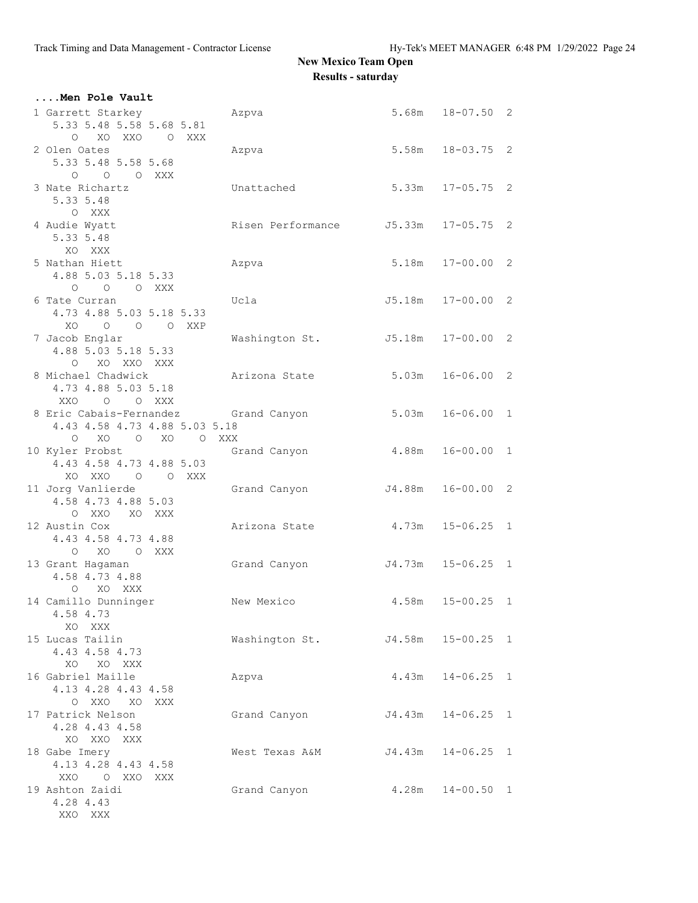# New Mexico Team Open

## Results - saturday

### ....Men Pole Vault

```
 1 Garrett Starkey              Azpva                        5.68m   18-07.50  2
     5.33 5.48 5.58 5.68 5.81
       O   XO  XXO    O  XXX
 2 Olen Oates                   Azpva                        5.58m   18-03.75  2
     5.33 5.48 5.58 5.68
       O    O    O  XXX
 3 Nate Richartz                Unattached                   5.33m   17-05.75  2
     5.33 5.48
       O  XXX
 4 Audie Wyatt                  Risen Performance           J5.33m   17-05.75  2
     5.33 5.48
      XO  XXX
 5 Nathan Hiett                 Azpva                        5.18m   17-00.00  2
     4.88 5.03 5.18 5.33
       O    O    O  XXX
 6 Tate Curran                  Ucla                        J5.18m   17-00.00  2
     4.73 4.88 5.03 5.18 5.33
      XO    O    O    O  XXP
 7 Jacob Englar                 Washington St.              J5.18m   17-00.00  2
     4.88 5.03 5.18 5.33
       O   XO  XXO  XXX
 8 Michael Chadwick             Arizona State                5.03m   16-06.00  2
     4.73 4.88 5.03 5.18
     XXO    O    O  XXX
 8 Eric Cabais-Fernandez        Grand Canyon                 5.03m   16-06.00  1
     4.43 4.58 4.73 4.88 5.03 5.18
       O   XO    O   XO    O  XXX
10 Kyler Probst                 Grand Canyon                 4.88m   16-00.00  1
     4.43 4.58 4.73 4.88 5.03
      XO  XXO    O    O  XXX
11 Jorg Vanlierde               Grand Canyon                J4.88m   16-00.00  2
     4.58 4.73 4.88 5.03
       O  XXO   XO  XXX
12 Austin Cox                   Arizona State                4.73m   15-06.25  1
     4.43 4.58 4.73 4.88
       O   XO    O  XXX
13 Grant Hagaman                Grand Canyon                J4.73m   15-06.25  1
     4.58 4.73 4.88
       O   XO  XXX
14 Camillo Dunninger            New Mexico                   4.58m   15-00.25  1
     4.58 4.73
      XO  XXX
15 Lucas Tailin                 Washington St.              J4.58m   15-00.25  1
     4.43 4.58 4.73
      XO   XO  XXX
16 Gabriel Maille               Azpva                        4.43m   14-06.25  1
     4.13 4.28 4.43 4.58
       O  XXO   XO  XXX
17 Patrick Nelson               Grand Canyon                J4.43m   14-06.25  1
     4.28 4.43 4.58
      XO  XXO  XXX
18 Gabe Imery                   West Texas A&M              J4.43m   14-06.25  1
     4.13 4.28 4.43 4.58
     XXO    O  XXO  XXX
19 Ashton Zaidi                 Grand Canyon                 4.28m   14-00.50  1
     4.28 4.43
     XXO  XXX
```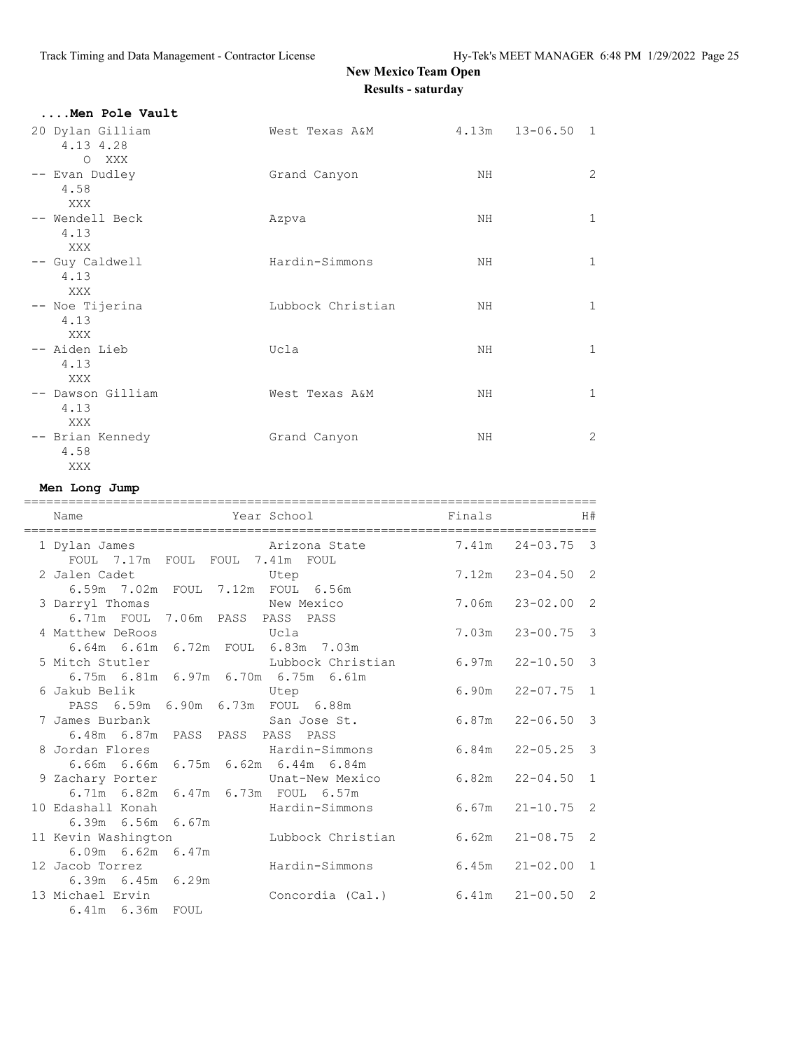## New Mexico Team Open

### Results - saturday

#### ....Men Pole Vault

| Place | Name | School | Finals | | H# |
|---|---|---|---|---|---|
| 20 | Dylan Gilliam | West Texas A&M | 4.13m | 13-06.50 | 1 |
| | 4.13 4.28 | | | | |
| | O XXX | | | | |
| -- | Evan Dudley | Grand Canyon | NH | | 2 |
| | 4.58 | | | | |
| | XXX | | | | |
| -- | Wendell Beck | Azpva | NH | | 1 |
| | 4.13 | | | | |
| | XXX | | | | |
| -- | Guy Caldwell | Hardin-Simmons | NH | | 1 |
| | 4.13 | | | | |
| | XXX | | | | |
| -- | Noe Tijerina | Lubbock Christian | NH | | 1 |
| | 4.13 | | | | |
| | XXX | | | | |
| -- | Aiden Lieb | Ucla | NH | | 1 |
| | 4.13 | | | | |
| | XXX | | | | |
| -- | Dawson Gilliam | West Texas A&M | NH | | 1 |
| | 4.13 | | | | |
| | XXX | | | | |
| -- | Brian Kennedy | Grand Canyon | NH | | 2 |
| | 4.58 | | | | |
| | XXX | | | | |

#### Men Long Jump

| Place | Name | Year School | Finals | | H# |
|---|---|---|---|---|---|
| 1 | Dylan James | Arizona State | 7.41m | 24-03.75 | 3 |
| | FOUL 7.17m FOUL FOUL 7.41m FOUL | | | | |
| 2 | Jalen Cadet | Utep | 7.12m | 23-04.50 | 2 |
| | 6.59m 7.02m FOUL 7.12m FOUL 6.56m | | | | |
| 3 | Darryl Thomas | New Mexico | 7.06m | 23-02.00 | 2 |
| | 6.71m FOUL 7.06m PASS PASS PASS | | | | |
| 4 | Matthew DeRoos | Ucla | 7.03m | 23-00.75 | 3 |
| | 6.64m 6.61m 6.72m FOUL 6.83m 7.03m | | | | |
| 5 | Mitch Stutler | Lubbock Christian | 6.97m | 22-10.50 | 3 |
| | 6.75m 6.81m 6.97m 6.70m 6.75m 6.61m | | | | |
| 6 | Jakub Belik | Utep | 6.90m | 22-07.75 | 1 |
| | PASS 6.59m 6.90m 6.73m FOUL 6.88m | | | | |
| 7 | James Burbank | San Jose St. | 6.87m | 22-06.50 | 3 |
| | 6.48m 6.87m PASS PASS PASS PASS | | | | |
| 8 | Jordan Flores | Hardin-Simmons | 6.84m | 22-05.25 | 3 |
| | 6.66m 6.66m 6.75m 6.62m 6.44m 6.84m | | | | |
| 9 | Zachary Porter | Unat-New Mexico | 6.82m | 22-04.50 | 1 |
| | 6.71m 6.82m 6.47m 6.73m FOUL 6.57m | | | | |
| 10 | Edashall Konah | Hardin-Simmons | 6.67m | 21-10.75 | 2 |
| | 6.39m 6.56m 6.67m | | | | |
| 11 | Kevin Washington | Lubbock Christian | 6.62m | 21-08.75 | 2 |
| | 6.09m 6.62m 6.47m | | | | |
| 12 | Jacob Torrez | Hardin-Simmons | 6.45m | 21-02.00 | 1 |
| | 6.39m 6.45m 6.29m | | | | |
| 13 | Michael Ervin | Concordia (Cal.) | 6.41m | 21-00.50 | 2 |
| | 6.41m 6.36m FOUL | | | | |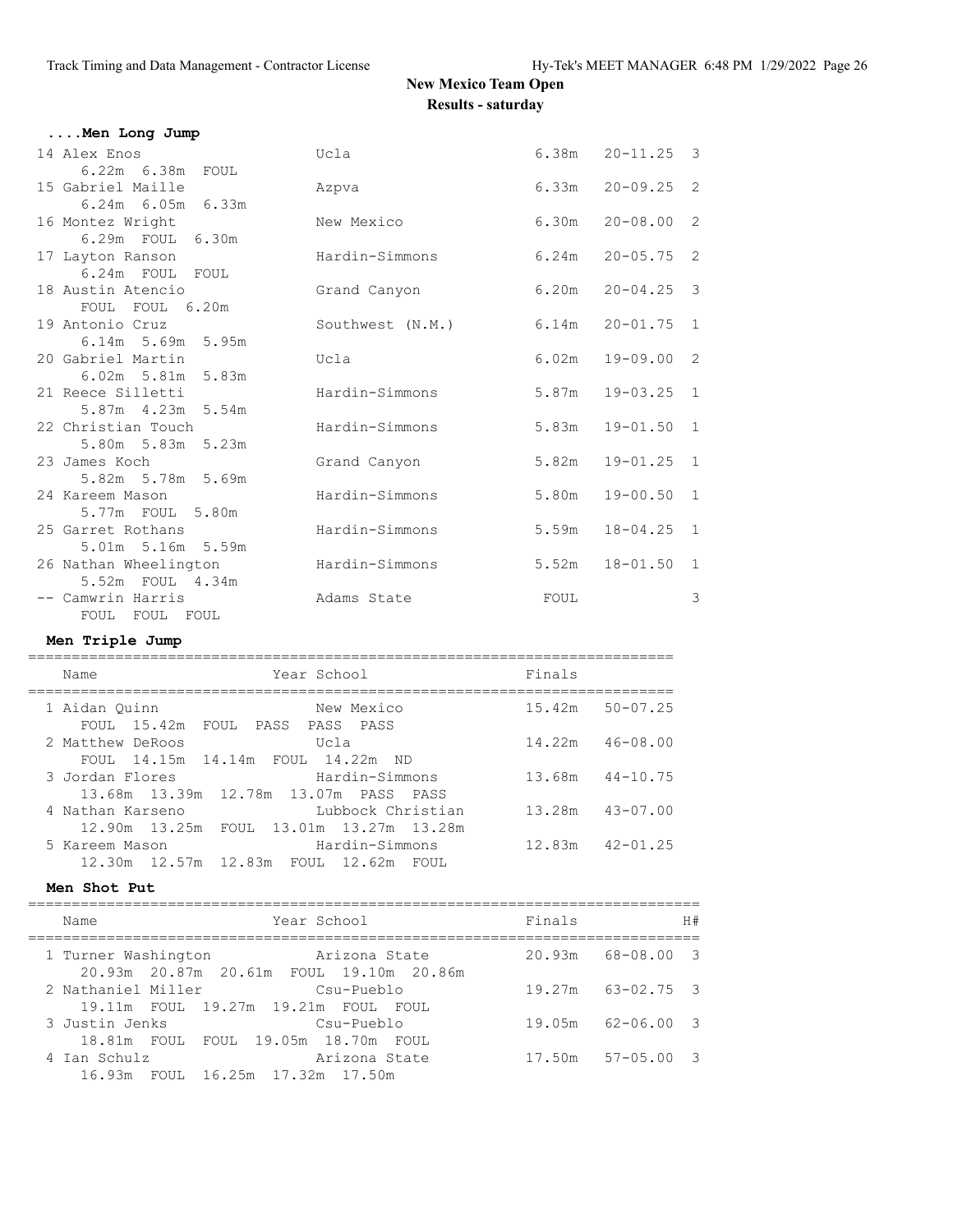## New Mexico Team Open

### Results - saturday

#### ....Men Long Jump

| Place | Name | School | Finals | | H# |
|---|---|---|---|---|---|
| 14 | Alex Enos | Ucla | 6.38m | 20-11.25 | 3 |
| | 6.22m 6.38m FOUL | | | | |
| 15 | Gabriel Maille | Azpva | 6.33m | 20-09.25 | 2 |
| | 6.24m 6.05m 6.33m | | | | |
| 16 | Montez Wright | New Mexico | 6.30m | 20-08.00 | 2 |
| | 6.29m FOUL 6.30m | | | | |
| 17 | Layton Ranson | Hardin-Simmons | 6.24m | 20-05.75 | 2 |
| | 6.24m FOUL FOUL | | | | |
| 18 | Austin Atencio | Grand Canyon | 6.20m | 20-04.25 | 3 |
| | FOUL FOUL 6.20m | | | | |
| 19 | Antonio Cruz | Southwest (N.M.) | 6.14m | 20-01.75 | 1 |
| | 6.14m 5.69m 5.95m | | | | |
| 20 | Gabriel Martin | Ucla | 6.02m | 19-09.00 | 2 |
| | 6.02m 5.81m 5.83m | | | | |
| 21 | Reece Silletti | Hardin-Simmons | 5.87m | 19-03.25 | 1 |
| | 5.87m 4.23m 5.54m | | | | |
| 22 | Christian Touch | Hardin-Simmons | 5.83m | 19-01.50 | 1 |
| | 5.80m 5.83m 5.23m | | | | |
| 23 | James Koch | Grand Canyon | 5.82m | 19-01.25 | 1 |
| | 5.82m 5.78m 5.69m | | | | |
| 24 | Kareem Mason | Hardin-Simmons | 5.80m | 19-00.50 | 1 |
| | 5.77m FOUL 5.80m | | | | |
| 25 | Garret Rothans | Hardin-Simmons | 5.59m | 18-04.25 | 1 |
| | 5.01m 5.16m 5.59m | | | | |
| 26 | Nathan Wheelington | Hardin-Simmons | 5.52m | 18-01.50 | 1 |
| | 5.52m FOUL 4.34m | | | | |
| -- | Camwrin Harris | Adams State | FOUL | | 3 |
| | FOUL FOUL FOUL | | | | |

#### Men Triple Jump

| Place | Name | Year | School | Finals | |
|---|---|---|---|---|---|
| 1 | Aidan Quinn | | New Mexico | 15.42m | 50-07.25 |
| | FOUL 15.42m FOUL PASS PASS PASS | | | | |
| 2 | Matthew DeRoos | | Ucla | 14.22m | 46-08.00 |
| | FOUL 14.15m 14.14m FOUL 14.22m ND | | | | |
| 3 | Jordan Flores | | Hardin-Simmons | 13.68m | 44-10.75 |
| | 13.68m 13.39m 12.78m 13.07m PASS PASS | | | | |
| 4 | Nathan Karseno | | Lubbock Christian | 13.28m | 43-07.00 |
| | 12.90m 13.25m FOUL 13.01m 13.27m 13.28m | | | | |
| 5 | Kareem Mason | | Hardin-Simmons | 12.83m | 42-01.25 |
| | 12.30m 12.57m 12.83m FOUL 12.62m FOUL | | | | |

#### Men Shot Put

| Place | Name | Year | School | Finals | | H# |
|---|---|---|---|---|---|---|
| 1 | Turner Washington | | Arizona State | 20.93m | 68-08.00 | 3 |
| | 20.93m 20.87m 20.61m FOUL 19.10m 20.86m | | | | | |
| 2 | Nathaniel Miller | | Csu-Pueblo | 19.27m | 63-02.75 | 3 |
| | 19.11m FOUL 19.27m 19.21m FOUL FOUL | | | | | |
| 3 | Justin Jenks | | Csu-Pueblo | 19.05m | 62-06.00 | 3 |
| | 18.81m FOUL FOUL 19.05m 18.70m FOUL | | | | | |
| 4 | Ian Schulz | | Arizona State | 17.50m | 57-05.00 | 3 |
| | 16.93m FOUL 16.25m 17.32m 17.50m | | | | | |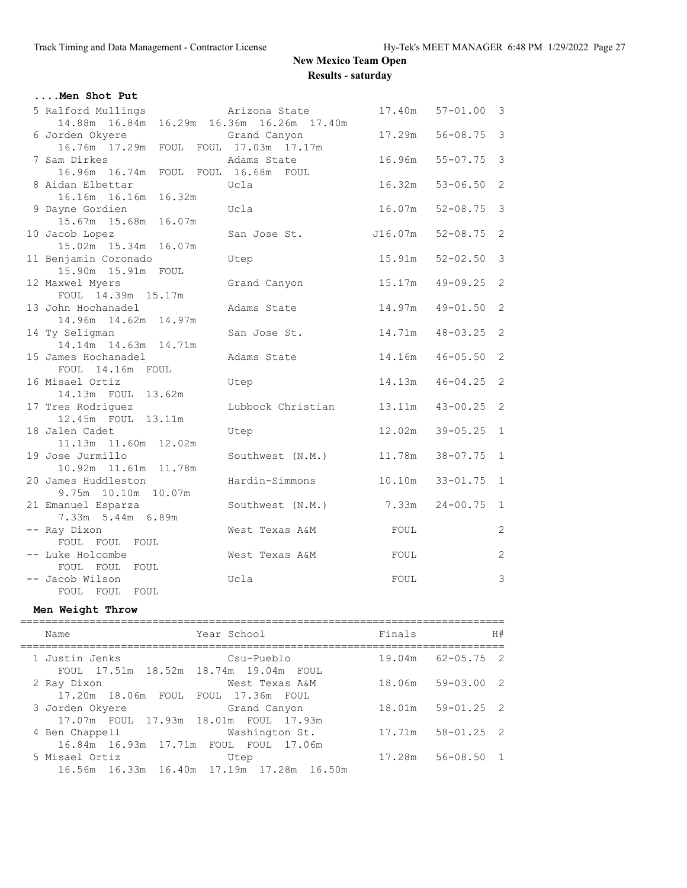## New Mexico Team Open

### Results - saturday

#### ....Men Shot Put

| Place | Name | School | Finals | | H# |
|---|---|---|---|---|---|
| 5 | Ralford Mullings | Arizona State | 17.40m | 57-01.00 | 3 |
| | 14.88m 16.84m 16.29m 16.36m 16.26m 17.40m | | | | |
| 6 | Jorden Okyere | Grand Canyon | 17.29m | 56-08.75 | 3 |
| | 16.76m 17.29m FOUL FOUL 17.03m 17.17m | | | | |
| 7 | Sam Dirkes | Adams State | 16.96m | 55-07.75 | 3 |
| | 16.96m 16.74m FOUL FOUL 16.68m FOUL | | | | |
| 8 | Aidan Elbettar | Ucla | 16.32m | 53-06.50 | 2 |
| | 16.16m 16.16m 16.32m | | | | |
| 9 | Dayne Gordien | Ucla | 16.07m | 52-08.75 | 3 |
| | 15.67m 15.68m 16.07m | | | | |
| 10 | Jacob Lopez | San Jose St. | J16.07m | 52-08.75 | 2 |
| | 15.02m 15.34m 16.07m | | | | |
| 11 | Benjamin Coronado | Utep | 15.91m | 52-02.50 | 3 |
| | 15.90m 15.91m FOUL | | | | |
| 12 | Maxwel Myers | Grand Canyon | 15.17m | 49-09.25 | 2 |
| | FOUL 14.39m 15.17m | | | | |
| 13 | John Hochanadel | Adams State | 14.97m | 49-01.50 | 2 |
| | 14.96m 14.62m 14.97m | | | | |
| 14 | Ty Seligman | San Jose St. | 14.71m | 48-03.25 | 2 |
| | 14.14m 14.63m 14.71m | | | | |
| 15 | James Hochanadel | Adams State | 14.16m | 46-05.50 | 2 |
| | FOUL 14.16m FOUL | | | | |
| 16 | Misael Ortiz | Utep | 14.13m | 46-04.25 | 2 |
| | 14.13m FOUL 13.62m | | | | |
| 17 | Tres Rodriguez | Lubbock Christian | 13.11m | 43-00.25 | 2 |
| | 12.45m FOUL 13.11m | | | | |
| 18 | Jalen Cadet | Utep | 12.02m | 39-05.25 | 1 |
| | 11.13m 11.60m 12.02m | | | | |
| 19 | Jose Jurmillo | Southwest (N.M.) | 11.78m | 38-07.75 | 1 |
| | 10.92m 11.61m 11.78m | | | | |
| 20 | James Huddleston | Hardin-Simmons | 10.10m | 33-01.75 | 1 |
| | 9.75m 10.10m 10.07m | | | | |
| 21 | Emanuel Esparza | Southwest (N.M.) | 7.33m | 24-00.75 | 1 |
| | 7.33m 5.44m 6.89m | | | | |
| -- | Ray Dixon | West Texas A&M | FOUL | | 2 |
| | FOUL FOUL FOUL | | | | |
| -- | Luke Holcombe | West Texas A&M | FOUL | | 2 |
| | FOUL FOUL FOUL | | | | |
| -- | Jacob Wilson | Ucla | FOUL | | 3 |
| | FOUL FOUL FOUL | | | | |

#### Men Weight Throw

| Place | Name | Year School | Finals | | H# |
|---|---|---|---|---|---|
| 1 | Justin Jenks | Csu-Pueblo | 19.04m | 62-05.75 | 2 |
| | FOUL 17.51m 18.52m 18.74m 19.04m FOUL | | | | |
| 2 | Ray Dixon | West Texas A&M | 18.06m | 59-03.00 | 2 |
| | 17.20m 18.06m FOUL FOUL 17.36m FOUL | | | | |
| 3 | Jorden Okyere | Grand Canyon | 18.01m | 59-01.25 | 2 |
| | 17.07m FOUL 17.93m 18.01m FOUL 17.93m | | | | |
| 4 | Ben Chappell | Washington St. | 17.71m | 58-01.25 | 2 |
| | 16.84m 16.93m 17.71m FOUL FOUL 17.06m | | | | |
| 5 | Misael Ortiz | Utep | 17.28m | 56-08.50 | 1 |
| | 16.56m 16.33m 16.40m 17.19m 17.28m 16.50m | | | | |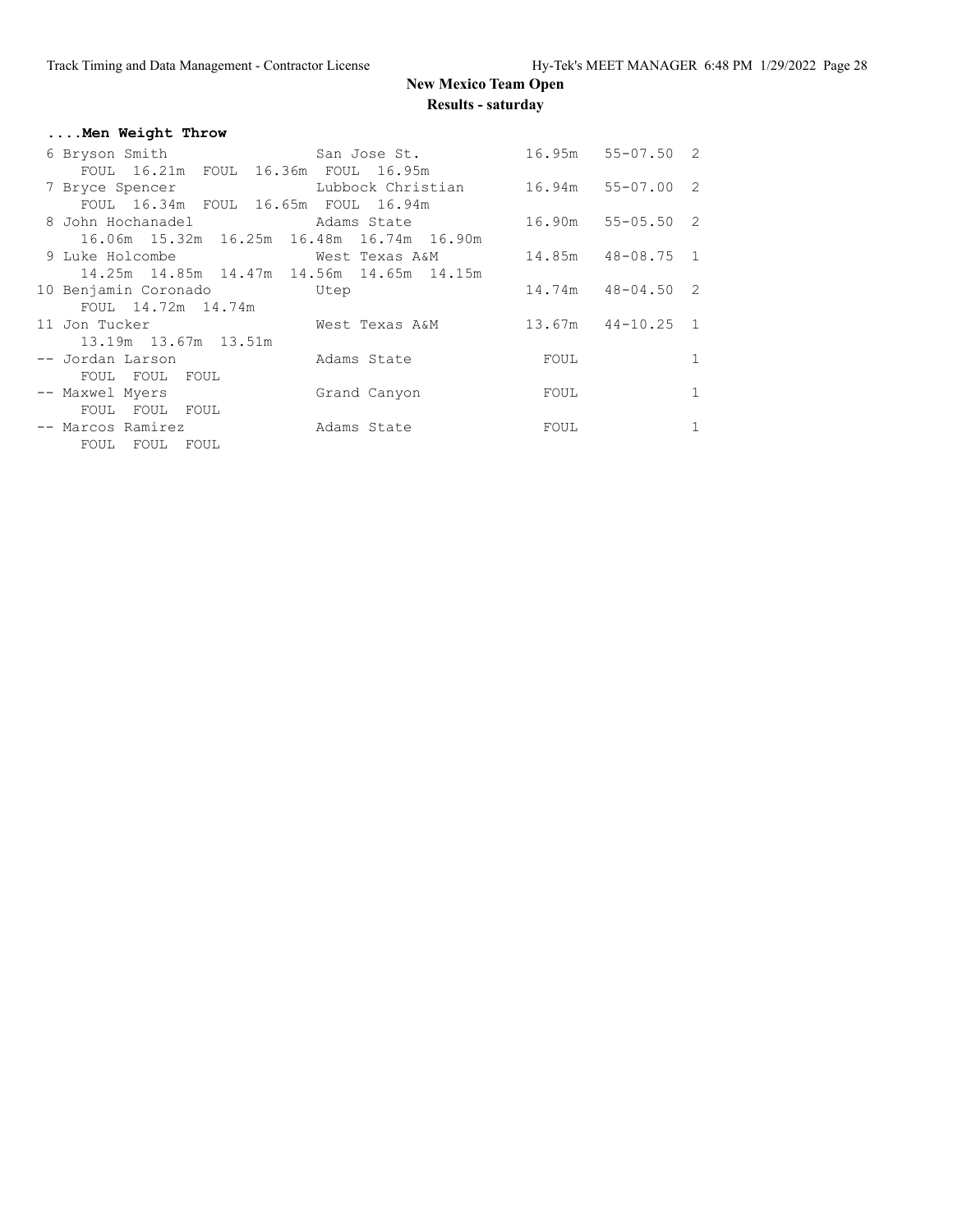## ....Men Weight Throw

```
  6 Bryson Smith               San Jose St.            16.95m   55-07.50  2
      FOUL  16.21m  FOUL  16.36m  FOUL  16.95m
  7 Bryce Spencer              Lubbock Christian       16.94m   55-07.00  2
      FOUL  16.34m  FOUL  16.65m  FOUL  16.94m
  8 John Hochanadel            Adams State             16.90m   55-05.50  2
      16.06m  15.32m  16.25m  16.48m  16.74m  16.90m
  9 Luke Holcombe              West Texas A&M          14.85m   48-08.75  1
      14.25m  14.85m  14.47m  14.56m  14.65m  14.15m
 10 Benjamin Coronado          Utep                    14.74m   48-04.50  2
      FOUL  14.72m  14.74m
 11 Jon Tucker                 West Texas A&M          13.67m   44-10.25  1
      13.19m  13.67m  13.51m
 -- Jordan Larson              Adams State               FOUL             1
      FOUL  FOUL  FOUL
 -- Maxwel Myers               Grand Canyon              FOUL             1
      FOUL  FOUL  FOUL
 -- Marcos Ramirez             Adams State               FOUL             1
      FOUL  FOUL  FOUL
```